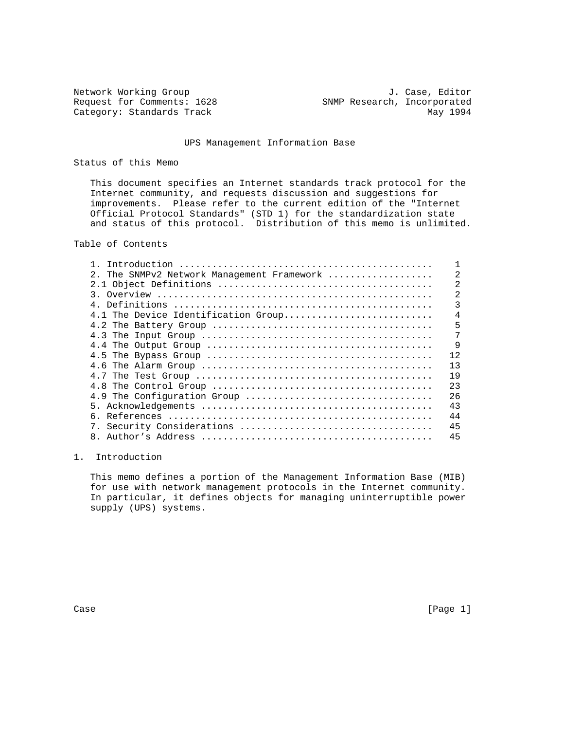Network Working Group J. Case, Editor
Request for Comments: 1628 SNMP Research, Incorporated
Category: Standards Track May 1994

# UPS Management Information Base

## Status of this Memo

This document specifies an Internet standards track protocol for the Internet community, and requests discussion and suggestions for improvements. Please refer to the current edition of the "Internet Official Protocol Standards" (STD 1) for the standardization state and status of this protocol. Distribution of this memo is unlimited.

## Table of Contents

```
1. Introduction ............................................    1
2. The SNMPv2 Network Management Framework ..................    2
2.1 Object Definitions ......................................    2
3. Overview .................................................    2
4. Definitions ..............................................    3
4.1 The Device Identification Group..........................    4
4.2 The Battery Group .......................................    5
4.3 The Input Group .........................................    7
4.4 The Output Group ........................................    9
4.5 The Bypass Group ........................................   12
4.6 The Alarm Group .........................................   13
4.7 The Test Group ..........................................   19
4.8 The Control Group .......................................   23
4.9 The Configuration Group .................................   26
5. Acknowledgements .........................................   43
6. References ...............................................   44
7. Security Considerations ..................................   45
8. Author's Address .........................................   45
```

## 1. Introduction

This memo defines a portion of the Management Information Base (MIB) for use with network management protocols in the Internet community. In particular, it defines objects for managing uninterruptible power supply (UPS) systems.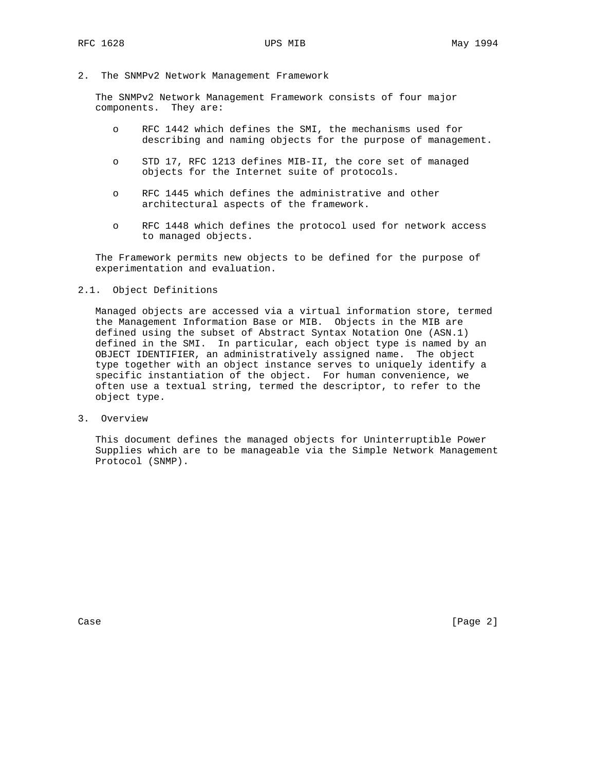## 2. The SNMPv2 Network Management Framework

The SNMPv2 Network Management Framework consists of four major components. They are:

- RFC 1442 which defines the SMI, the mechanisms used for describing and naming objects for the purpose of management.
- STD 17, RFC 1213 defines MIB-II, the core set of managed objects for the Internet suite of protocols.
- RFC 1445 which defines the administrative and other architectural aspects of the framework.
- RFC 1448 which defines the protocol used for network access to managed objects.

The Framework permits new objects to be defined for the purpose of experimentation and evaluation.

### 2.1. Object Definitions

Managed objects are accessed via a virtual information store, termed the Management Information Base or MIB. Objects in the MIB are defined using the subset of Abstract Syntax Notation One (ASN.1) defined in the SMI. In particular, each object type is named by an OBJECT IDENTIFIER, an administratively assigned name. The object type together with an object instance serves to uniquely identify a specific instantiation of the object. For human convenience, we often use a textual string, termed the descriptor, to refer to the object type.

## 3. Overview

This document defines the managed objects for Uninterruptible Power Supplies which are to be manageable via the Simple Network Management Protocol (SNMP).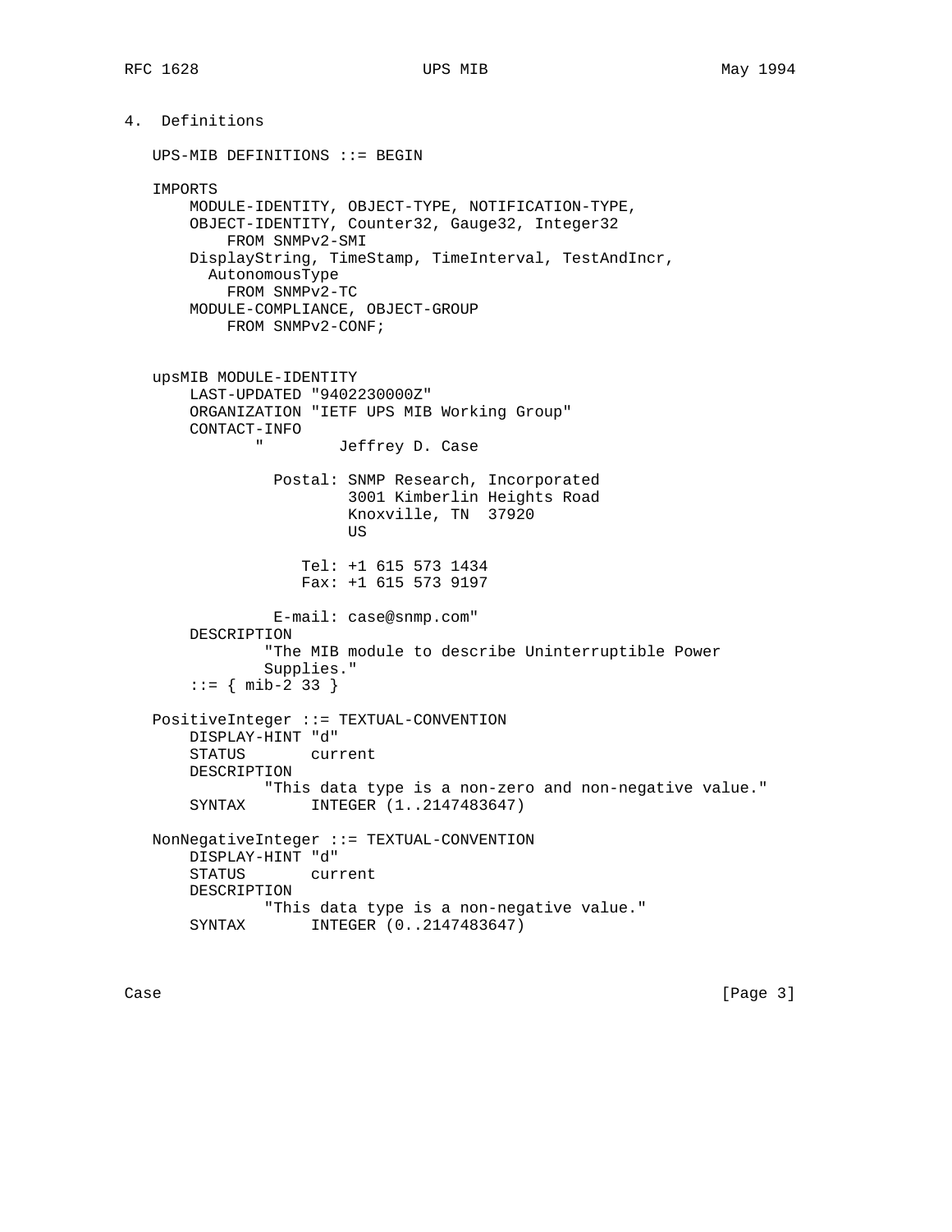## 4. Definitions

```
UPS-MIB DEFINITIONS ::= BEGIN

IMPORTS
    MODULE-IDENTITY, OBJECT-TYPE, NOTIFICATION-TYPE,
    OBJECT-IDENTITY, Counter32, Gauge32, Integer32
        FROM SNMPv2-SMI
    DisplayString, TimeStamp, TimeInterval, TestAndIncr,
      AutonomousType
        FROM SNMPv2-TC
    MODULE-COMPLIANCE, OBJECT-GROUP
        FROM SNMPv2-CONF;


upsMIB MODULE-IDENTITY
    LAST-UPDATED "9402230000Z"
    ORGANIZATION "IETF UPS MIB Working Group"
    CONTACT-INFO
           "        Jeffrey D. Case

             Postal: SNMP Research, Incorporated
                     3001 Kimberlin Heights Road
                     Knoxville, TN  37920
                     US

                Tel: +1 615 573 1434
                Fax: +1 615 573 9197

             E-mail: case@snmp.com"
    DESCRIPTION
            "The MIB module to describe Uninterruptible Power
            Supplies."
    ::= { mib-2 33 }

PositiveInteger ::= TEXTUAL-CONVENTION
    DISPLAY-HINT "d"
    STATUS       current
    DESCRIPTION
            "This data type is a non-zero and non-negative value."
    SYNTAX       INTEGER (1..2147483647)

NonNegativeInteger ::= TEXTUAL-CONVENTION
    DISPLAY-HINT "d"
    STATUS       current
    DESCRIPTION
            "This data type is a non-negative value."
    SYNTAX       INTEGER (0..2147483647)
```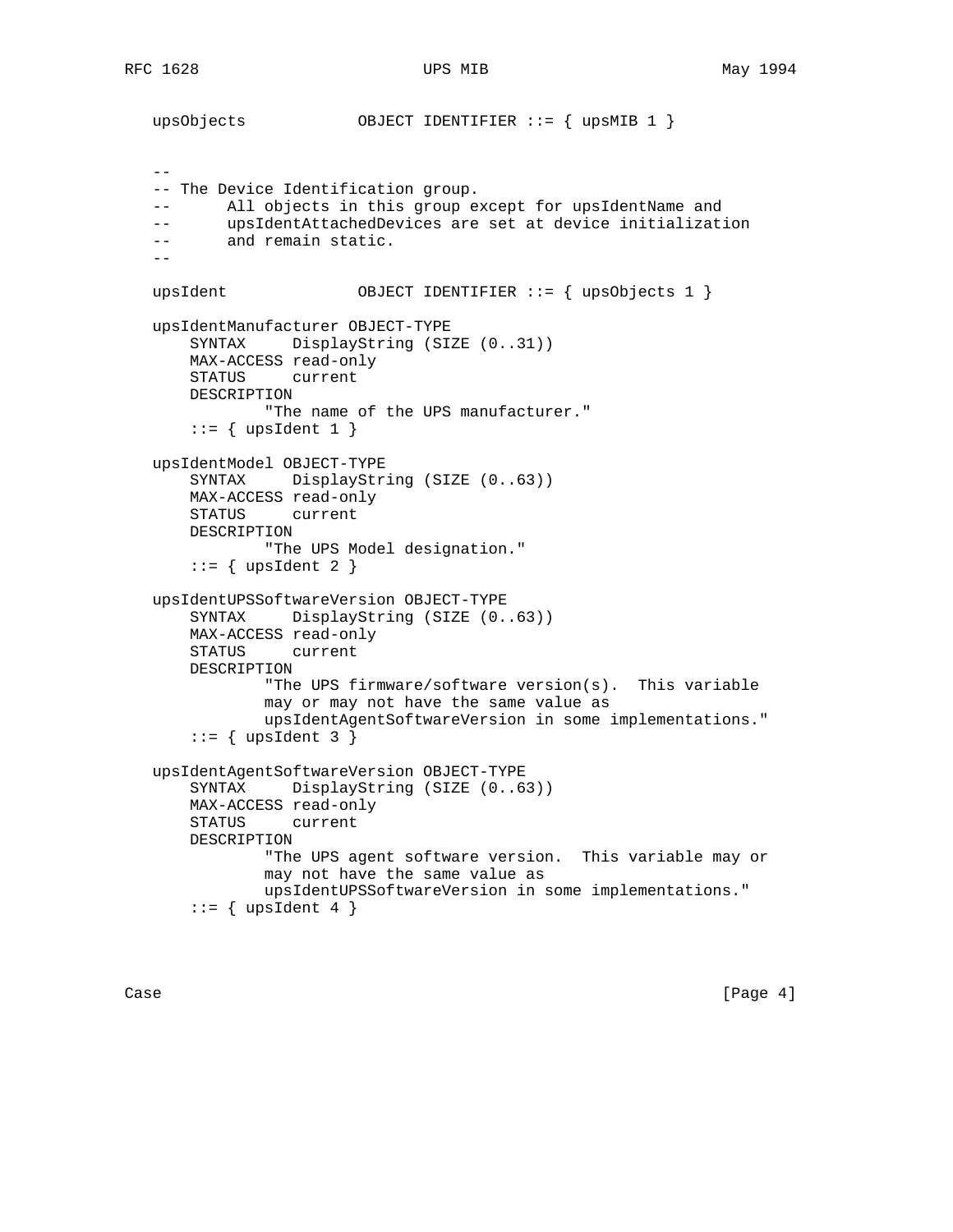```
   upsObjects            OBJECT IDENTIFIER ::= { upsMIB 1 }


   --
   -- The Device Identification group.
   --      All objects in this group except for upsIdentName and
   --      upsIdentAttachedDevices are set at device initialization
   --      and remain static.
   --

   upsIdent              OBJECT IDENTIFIER ::= { upsObjects 1 }

   upsIdentManufacturer OBJECT-TYPE
       SYNTAX     DisplayString (SIZE (0..31))
       MAX-ACCESS read-only
       STATUS     current
       DESCRIPTION
               "The name of the UPS manufacturer."
       ::= { upsIdent 1 }

   upsIdentModel OBJECT-TYPE
       SYNTAX     DisplayString (SIZE (0..63))
       MAX-ACCESS read-only
       STATUS     current
       DESCRIPTION
               "The UPS Model designation."
       ::= { upsIdent 2 }

   upsIdentUPSSoftwareVersion OBJECT-TYPE
       SYNTAX     DisplayString (SIZE (0..63))
       MAX-ACCESS read-only
       STATUS     current
       DESCRIPTION
               "The UPS firmware/software version(s).  This variable
               may or may not have the same value as
               upsIdentAgentSoftwareVersion in some implementations."
       ::= { upsIdent 3 }

   upsIdentAgentSoftwareVersion OBJECT-TYPE
       SYNTAX     DisplayString (SIZE (0..63))
       MAX-ACCESS read-only
       STATUS     current
       DESCRIPTION
               "The UPS agent software version.  This variable may or
               may not have the same value as
               upsIdentUPSSoftwareVersion in some implementations."
       ::= { upsIdent 4 }
```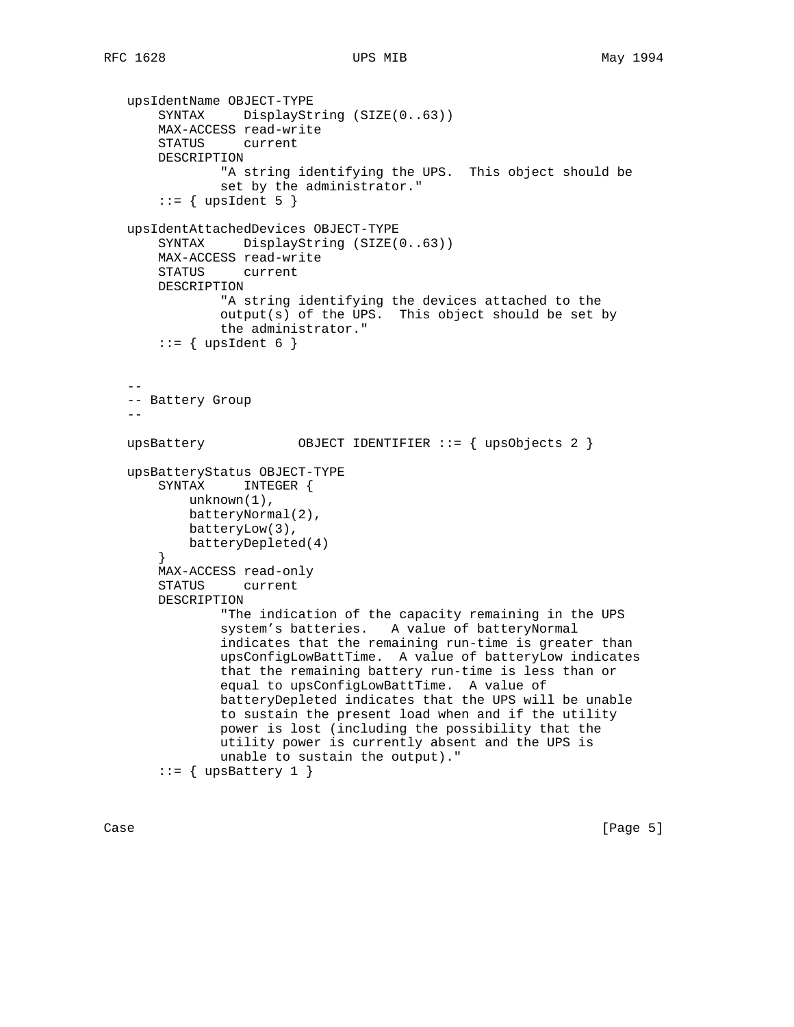```
   upsIdentName OBJECT-TYPE
       SYNTAX     DisplayString (SIZE(0..63))
       MAX-ACCESS read-write
       STATUS     current
       DESCRIPTION
               "A string identifying the UPS.  This object should be
               set by the administrator."
       ::= { upsIdent 5 }

   upsIdentAttachedDevices OBJECT-TYPE
       SYNTAX     DisplayString (SIZE(0..63))
       MAX-ACCESS read-write
       STATUS     current
       DESCRIPTION
               "A string identifying the devices attached to the
               output(s) of the UPS.  This object should be set by
               the administrator."
       ::= { upsIdent 6 }


   --
   -- Battery Group
   --

   upsBattery            OBJECT IDENTIFIER ::= { upsObjects 2 }

   upsBatteryStatus OBJECT-TYPE
       SYNTAX     INTEGER {
           unknown(1),
           batteryNormal(2),
           batteryLow(3),
           batteryDepleted(4)
       }
       MAX-ACCESS read-only
       STATUS     current
       DESCRIPTION
               "The indication of the capacity remaining in the UPS
               system's batteries.   A value of batteryNormal
               indicates that the remaining run-time is greater than
               upsConfigLowBattTime.  A value of batteryLow indicates
               that the remaining battery run-time is less than or
               equal to upsConfigLowBattTime.  A value of
               batteryDepleted indicates that the UPS will be unable
               to sustain the present load when and if the utility
               power is lost (including the possibility that the
               utility power is currently absent and the UPS is
               unable to sustain the output)."
       ::= { upsBattery 1 }
```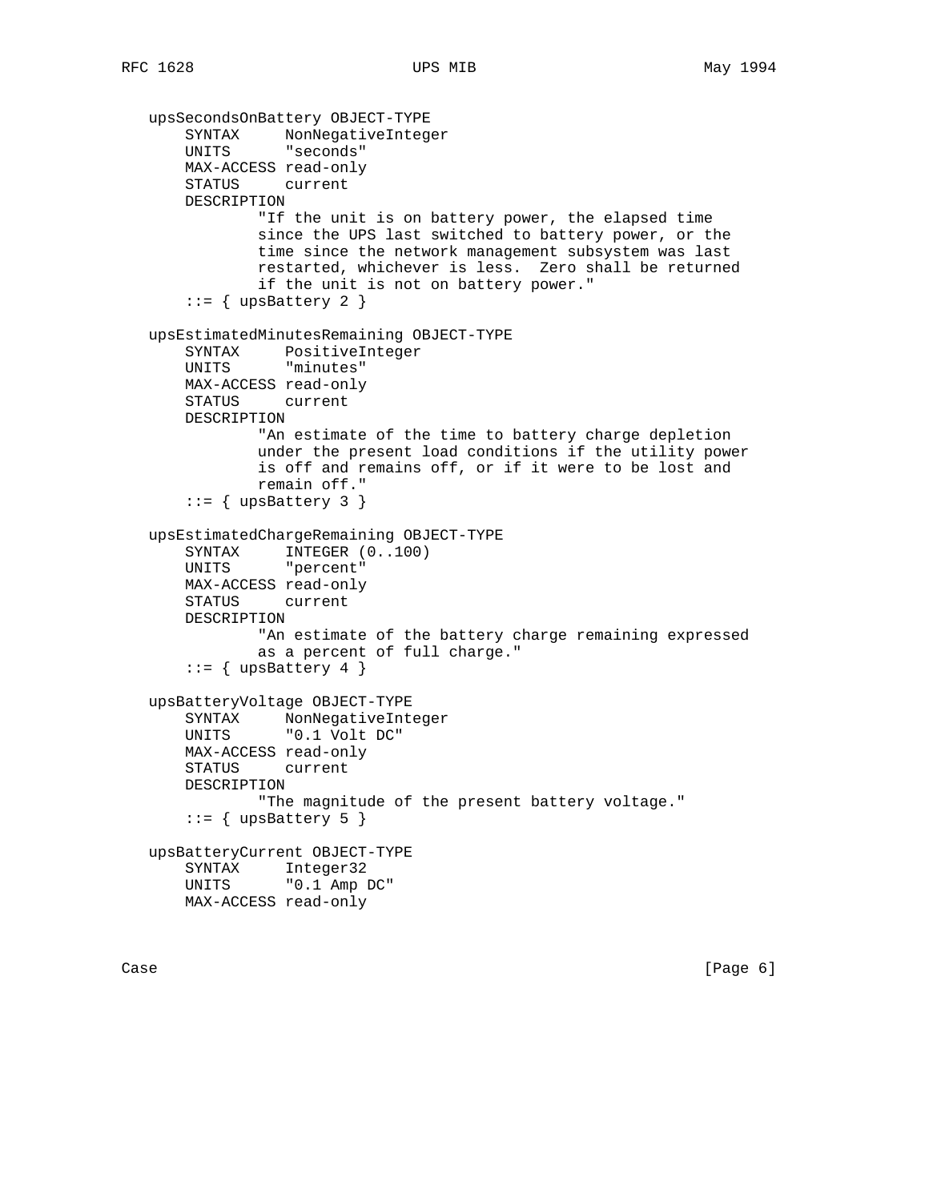```
   upsSecondsOnBattery OBJECT-TYPE
       SYNTAX     NonNegativeInteger
       UNITS      "seconds"
       MAX-ACCESS read-only
       STATUS     current
       DESCRIPTION
               "If the unit is on battery power, the elapsed time
               since the UPS last switched to battery power, or the
               time since the network management subsystem was last
               restarted, whichever is less.  Zero shall be returned
               if the unit is not on battery power."
       ::= { upsBattery 2 }

   upsEstimatedMinutesRemaining OBJECT-TYPE
       SYNTAX     PositiveInteger
       UNITS      "minutes"
       MAX-ACCESS read-only
       STATUS     current
       DESCRIPTION
               "An estimate of the time to battery charge depletion
               under the present load conditions if the utility power
               is off and remains off, or if it were to be lost and
               remain off."
       ::= { upsBattery 3 }

   upsEstimatedChargeRemaining OBJECT-TYPE
       SYNTAX     INTEGER (0..100)
       UNITS      "percent"
       MAX-ACCESS read-only
       STATUS     current
       DESCRIPTION
               "An estimate of the battery charge remaining expressed
               as a percent of full charge."
       ::= { upsBattery 4 }

   upsBatteryVoltage OBJECT-TYPE
       SYNTAX     NonNegativeInteger
       UNITS      "0.1 Volt DC"
       MAX-ACCESS read-only
       STATUS     current
       DESCRIPTION
               "The magnitude of the present battery voltage."
       ::= { upsBattery 5 }

   upsBatteryCurrent OBJECT-TYPE
       SYNTAX     Integer32
       UNITS      "0.1 Amp DC"
       MAX-ACCESS read-only
```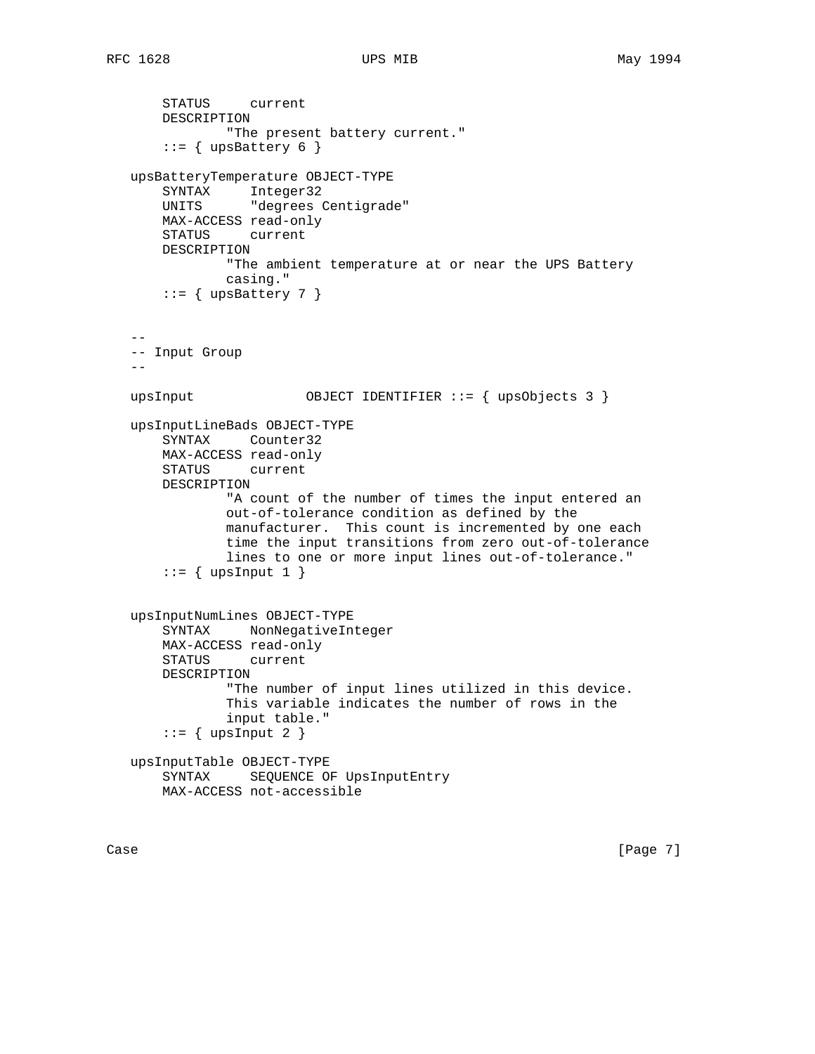```
       STATUS     current
       DESCRIPTION
               "The present battery current."
       ::= { upsBattery 6 }

   upsBatteryTemperature OBJECT-TYPE
       SYNTAX     Integer32
       UNITS      "degrees Centigrade"
       MAX-ACCESS read-only
       STATUS     current
       DESCRIPTION
               "The ambient temperature at or near the UPS Battery
               casing."
       ::= { upsBattery 7 }


   --
   -- Input Group
   --

   upsInput              OBJECT IDENTIFIER ::= { upsObjects 3 }

   upsInputLineBads OBJECT-TYPE
       SYNTAX     Counter32
       MAX-ACCESS read-only
       STATUS     current
       DESCRIPTION
               "A count of the number of times the input entered an
               out-of-tolerance condition as defined by the
               manufacturer.  This count is incremented by one each
               time the input transitions from zero out-of-tolerance
               lines to one or more input lines out-of-tolerance."
       ::= { upsInput 1 }


   upsInputNumLines OBJECT-TYPE
       SYNTAX     NonNegativeInteger
       MAX-ACCESS read-only
       STATUS     current
       DESCRIPTION
               "The number of input lines utilized in this device.
               This variable indicates the number of rows in the
               input table."
       ::= { upsInput 2 }

   upsInputTable OBJECT-TYPE
       SYNTAX     SEQUENCE OF UpsInputEntry
       MAX-ACCESS not-accessible
```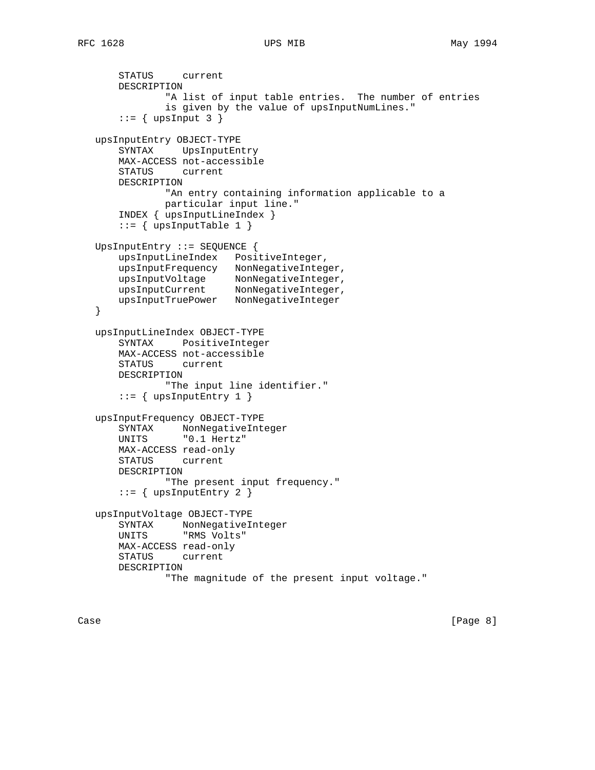```
       STATUS     current
       DESCRIPTION
               "A list of input table entries.  The number of entries
               is given by the value of upsInputNumLines."
       ::= { upsInput 3 }

   upsInputEntry OBJECT-TYPE
       SYNTAX     UpsInputEntry
       MAX-ACCESS not-accessible
       STATUS     current
       DESCRIPTION
               "An entry containing information applicable to a
               particular input line."
       INDEX { upsInputLineIndex }
       ::= { upsInputTable 1 }

   UpsInputEntry ::= SEQUENCE {
       upsInputLineIndex   PositiveInteger,
       upsInputFrequency   NonNegativeInteger,
       upsInputVoltage     NonNegativeInteger,
       upsInputCurrent     NonNegativeInteger,
       upsInputTruePower   NonNegativeInteger
   }

   upsInputLineIndex OBJECT-TYPE
       SYNTAX     PositiveInteger
       MAX-ACCESS not-accessible
       STATUS     current
       DESCRIPTION
               "The input line identifier."
       ::= { upsInputEntry 1 }

   upsInputFrequency OBJECT-TYPE
       SYNTAX     NonNegativeInteger
       UNITS      "0.1 Hertz"
       MAX-ACCESS read-only
       STATUS     current
       DESCRIPTION
               "The present input frequency."
       ::= { upsInputEntry 2 }

   upsInputVoltage OBJECT-TYPE
       SYNTAX     NonNegativeInteger
       UNITS      "RMS Volts"
       MAX-ACCESS read-only
       STATUS     current
       DESCRIPTION
               "The magnitude of the present input voltage."
```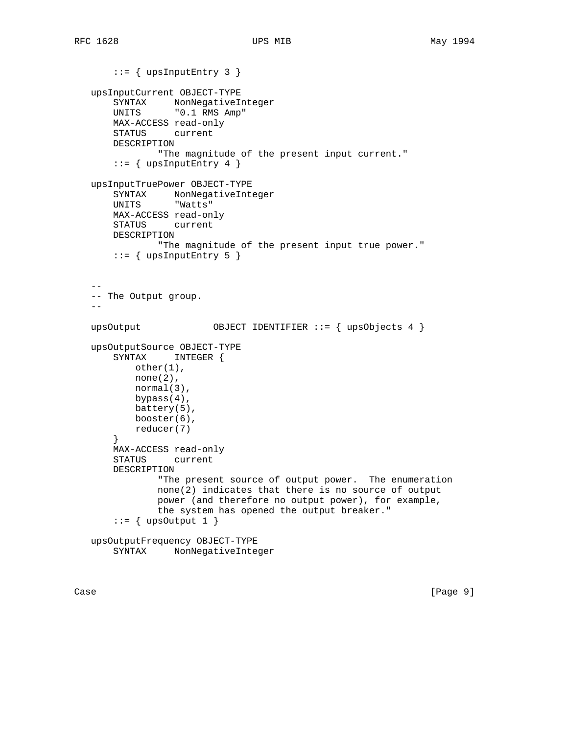```
       ::= { upsInputEntry 3 }

   upsInputCurrent OBJECT-TYPE
       SYNTAX     NonNegativeInteger
       UNITS      "0.1 RMS Amp"
       MAX-ACCESS read-only
       STATUS     current
       DESCRIPTION
               "The magnitude of the present input current."
       ::= { upsInputEntry 4 }

   upsInputTruePower OBJECT-TYPE
       SYNTAX     NonNegativeInteger
       UNITS      "Watts"
       MAX-ACCESS read-only
       STATUS     current
       DESCRIPTION
               "The magnitude of the present input true power."
       ::= { upsInputEntry 5 }


   --
   -- The Output group.
   --

   upsOutput             OBJECT IDENTIFIER ::= { upsObjects 4 }

   upsOutputSource OBJECT-TYPE
       SYNTAX     INTEGER {
           other(1),
           none(2),
           normal(3),
           bypass(4),
           battery(5),
           booster(6),
           reducer(7)
       }
       MAX-ACCESS read-only
       STATUS     current
       DESCRIPTION
               "The present source of output power.  The enumeration
               none(2) indicates that there is no source of output
               power (and therefore no output power), for example,
               the system has opened the output breaker."
       ::= { upsOutput 1 }

   upsOutputFrequency OBJECT-TYPE
       SYNTAX     NonNegativeInteger
```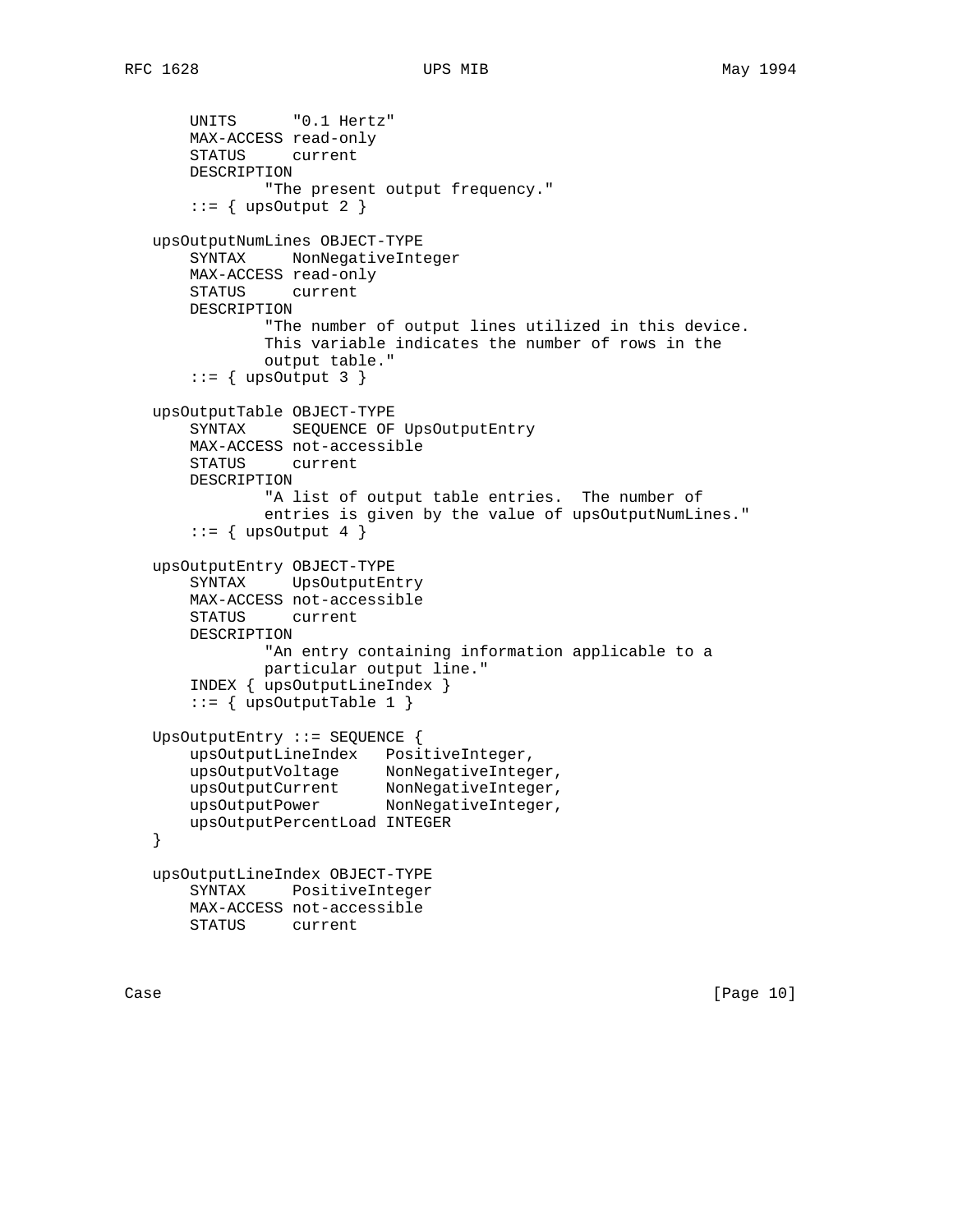```
       UNITS      "0.1 Hertz"
       MAX-ACCESS read-only
       STATUS     current
       DESCRIPTION
               "The present output frequency."
       ::= { upsOutput 2 }

   upsOutputNumLines OBJECT-TYPE
       SYNTAX     NonNegativeInteger
       MAX-ACCESS read-only
       STATUS     current
       DESCRIPTION
               "The number of output lines utilized in this device.
               This variable indicates the number of rows in the
               output table."
       ::= { upsOutput 3 }

   upsOutputTable OBJECT-TYPE
       SYNTAX     SEQUENCE OF UpsOutputEntry
       MAX-ACCESS not-accessible
       STATUS     current
       DESCRIPTION
               "A list of output table entries.  The number of
               entries is given by the value of upsOutputNumLines."
       ::= { upsOutput 4 }

   upsOutputEntry OBJECT-TYPE
       SYNTAX     UpsOutputEntry
       MAX-ACCESS not-accessible
       STATUS     current
       DESCRIPTION
               "An entry containing information applicable to a
               particular output line."
       INDEX { upsOutputLineIndex }
       ::= { upsOutputTable 1 }

   UpsOutputEntry ::= SEQUENCE {
       upsOutputLineIndex   PositiveInteger,
       upsOutputVoltage     NonNegativeInteger,
       upsOutputCurrent     NonNegativeInteger,
       upsOutputPower       NonNegativeInteger,
       upsOutputPercentLoad INTEGER
   }

   upsOutputLineIndex OBJECT-TYPE
       SYNTAX     PositiveInteger
       MAX-ACCESS not-accessible
       STATUS     current
```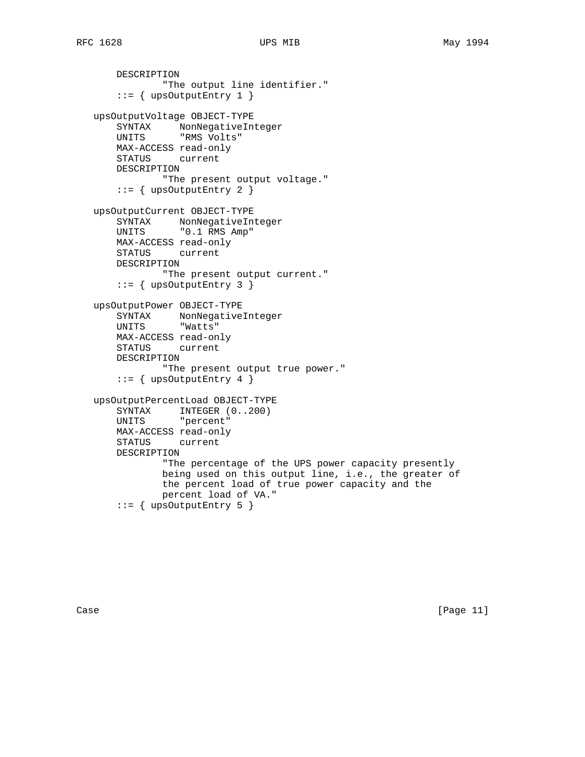```
       DESCRIPTION
               "The output line identifier."
       ::= { upsOutputEntry 1 }

   upsOutputVoltage OBJECT-TYPE
       SYNTAX     NonNegativeInteger
       UNITS      "RMS Volts"
       MAX-ACCESS read-only
       STATUS     current
       DESCRIPTION
               "The present output voltage."
       ::= { upsOutputEntry 2 }

   upsOutputCurrent OBJECT-TYPE
       SYNTAX     NonNegativeInteger
       UNITS      "0.1 RMS Amp"
       MAX-ACCESS read-only
       STATUS     current
       DESCRIPTION
               "The present output current."
       ::= { upsOutputEntry 3 }

   upsOutputPower OBJECT-TYPE
       SYNTAX     NonNegativeInteger
       UNITS      "Watts"
       MAX-ACCESS read-only
       STATUS     current
       DESCRIPTION
               "The present output true power."
       ::= { upsOutputEntry 4 }

   upsOutputPercentLoad OBJECT-TYPE
       SYNTAX     INTEGER (0..200)
       UNITS      "percent"
       MAX-ACCESS read-only
       STATUS     current
       DESCRIPTION
               "The percentage of the UPS power capacity presently
               being used on this output line, i.e., the greater of
               the percent load of true power capacity and the
               percent load of VA."
       ::= { upsOutputEntry 5 }
```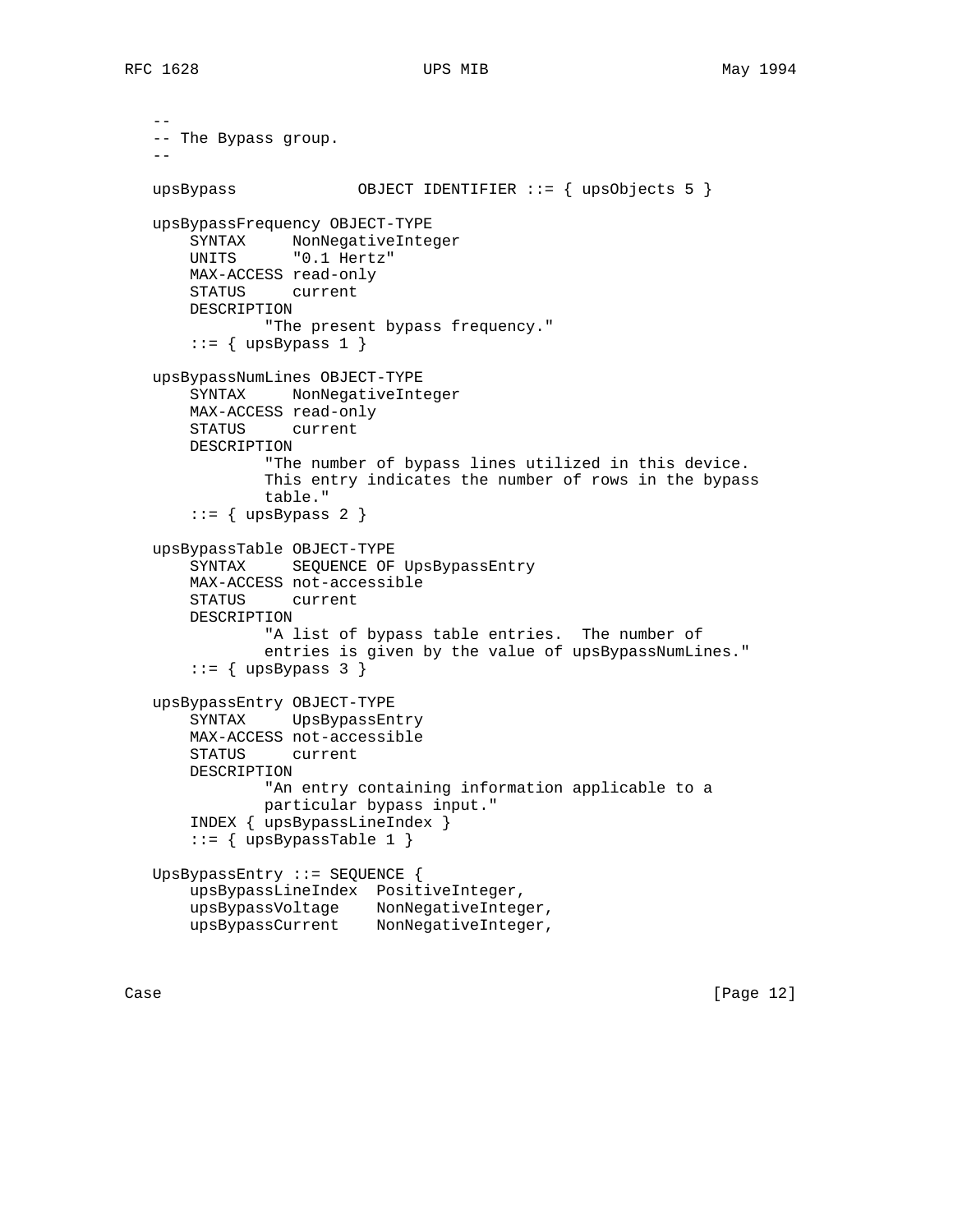```
   --
   -- The Bypass group.
   --

   upsBypass             OBJECT IDENTIFIER ::= { upsObjects 5 }

   upsBypassFrequency OBJECT-TYPE
       SYNTAX     NonNegativeInteger
       UNITS      "0.1 Hertz"
       MAX-ACCESS read-only
       STATUS     current
       DESCRIPTION
               "The present bypass frequency."
       ::= { upsBypass 1 }

   upsBypassNumLines OBJECT-TYPE
       SYNTAX     NonNegativeInteger
       MAX-ACCESS read-only
       STATUS     current
       DESCRIPTION
               "The number of bypass lines utilized in this device.
               This entry indicates the number of rows in the bypass
               table."
       ::= { upsBypass 2 }

   upsBypassTable OBJECT-TYPE
       SYNTAX     SEQUENCE OF UpsBypassEntry
       MAX-ACCESS not-accessible
       STATUS     current
       DESCRIPTION
               "A list of bypass table entries.  The number of
               entries is given by the value of upsBypassNumLines."
       ::= { upsBypass 3 }

   upsBypassEntry OBJECT-TYPE
       SYNTAX     UpsBypassEntry
       MAX-ACCESS not-accessible
       STATUS     current
       DESCRIPTION
               "An entry containing information applicable to a
               particular bypass input."
       INDEX { upsBypassLineIndex }
       ::= { upsBypassTable 1 }

   UpsBypassEntry ::= SEQUENCE {
       upsBypassLineIndex  PositiveInteger,
       upsBypassVoltage    NonNegativeInteger,
       upsBypassCurrent    NonNegativeInteger,
```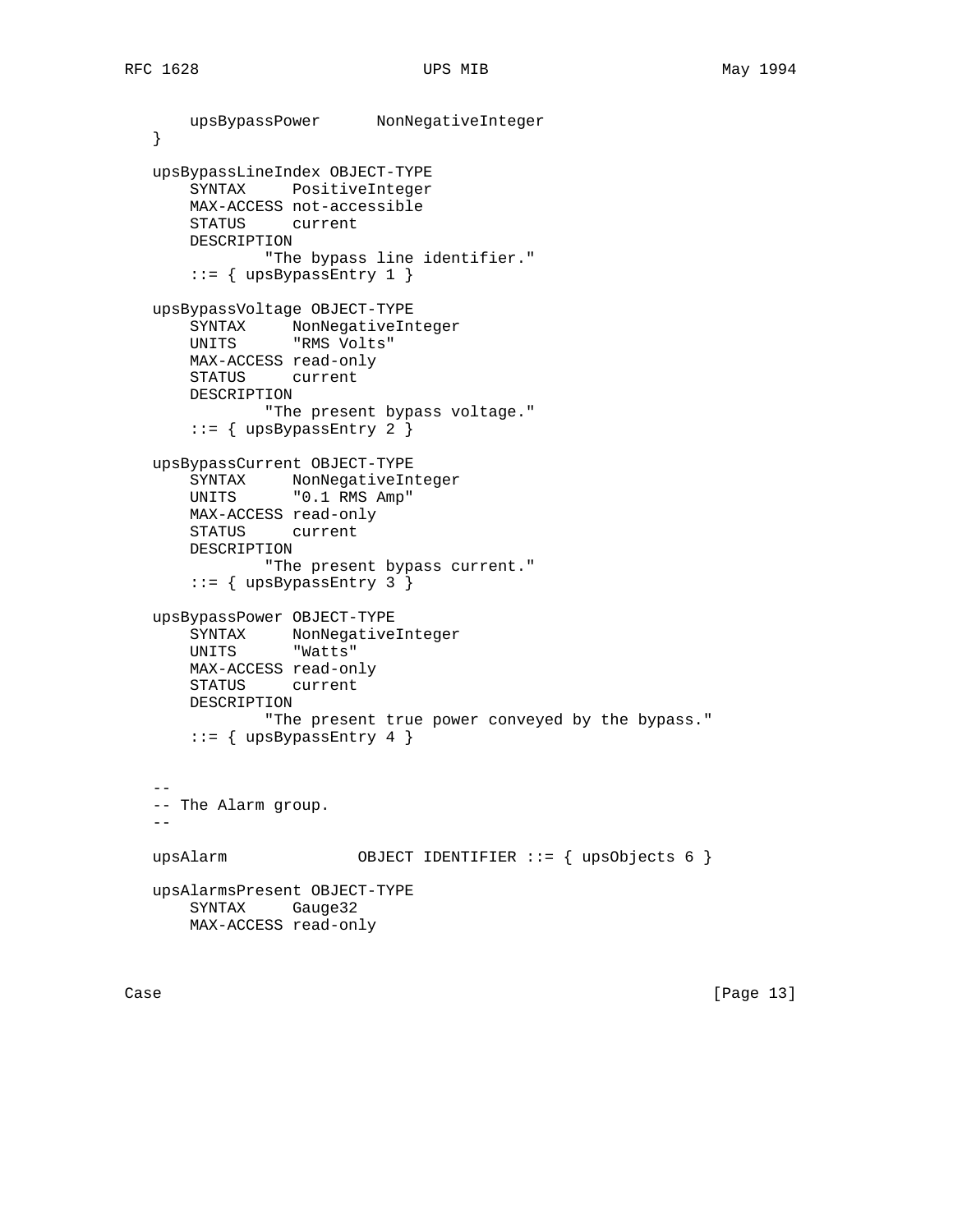```
       upsBypassPower      NonNegativeInteger
   }

   upsBypassLineIndex OBJECT-TYPE
       SYNTAX     PositiveInteger
       MAX-ACCESS not-accessible
       STATUS     current
       DESCRIPTION
               "The bypass line identifier."
       ::= { upsBypassEntry 1 }

   upsBypassVoltage OBJECT-TYPE
       SYNTAX     NonNegativeInteger
       UNITS      "RMS Volts"
       MAX-ACCESS read-only
       STATUS     current
       DESCRIPTION
               "The present bypass voltage."
       ::= { upsBypassEntry 2 }

   upsBypassCurrent OBJECT-TYPE
       SYNTAX     NonNegativeInteger
       UNITS      "0.1 RMS Amp"
       MAX-ACCESS read-only
       STATUS     current
       DESCRIPTION
               "The present bypass current."
       ::= { upsBypassEntry 3 }

   upsBypassPower OBJECT-TYPE
       SYNTAX     NonNegativeInteger
       UNITS      "Watts"
       MAX-ACCESS read-only
       STATUS     current
       DESCRIPTION
               "The present true power conveyed by the bypass."
       ::= { upsBypassEntry 4 }


   --
   -- The Alarm group.
   --

   upsAlarm              OBJECT IDENTIFIER ::= { upsObjects 6 }

   upsAlarmsPresent OBJECT-TYPE
       SYNTAX     Gauge32
       MAX-ACCESS read-only
```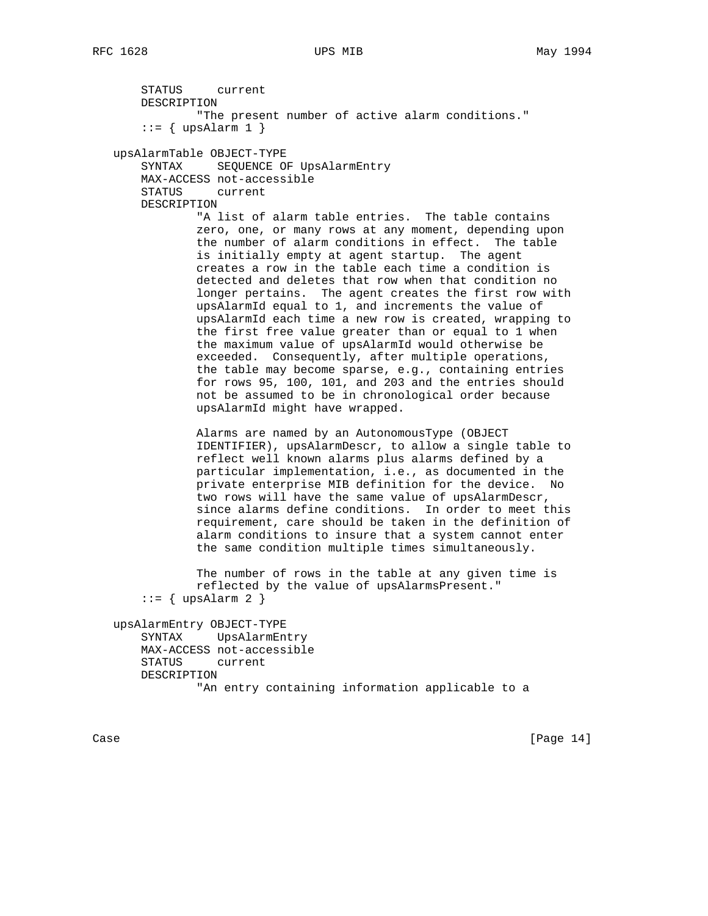```
       STATUS     current
       DESCRIPTION
               "The present number of active alarm conditions."
       ::= { upsAlarm 1 }

   upsAlarmTable OBJECT-TYPE
       SYNTAX     SEQUENCE OF UpsAlarmEntry
       MAX-ACCESS not-accessible
       STATUS     current
       DESCRIPTION
               "A list of alarm table entries.  The table contains
               zero, one, or many rows at any moment, depending upon
               the number of alarm conditions in effect.  The table
               is initially empty at agent startup.  The agent
               creates a row in the table each time a condition is
               detected and deletes that row when that condition no
               longer pertains.  The agent creates the first row with
               upsAlarmId equal to 1, and increments the value of
               upsAlarmId each time a new row is created, wrapping to
               the first free value greater than or equal to 1 when
               the maximum value of upsAlarmId would otherwise be
               exceeded.  Consequently, after multiple operations,
               the table may become sparse, e.g., containing entries
               for rows 95, 100, 101, and 203 and the entries should
               not be assumed to be in chronological order because
               upsAlarmId might have wrapped.

               Alarms are named by an AutonomousType (OBJECT
               IDENTIFIER), upsAlarmDescr, to allow a single table to
               reflect well known alarms plus alarms defined by a
               particular implementation, i.e., as documented in the
               private enterprise MIB definition for the device.  No
               two rows will have the same value of upsAlarmDescr,
               since alarms define conditions.  In order to meet this
               requirement, care should be taken in the definition of
               alarm conditions to insure that a system cannot enter
               the same condition multiple times simultaneously.

               The number of rows in the table at any given time is
               reflected by the value of upsAlarmsPresent."
       ::= { upsAlarm 2 }

   upsAlarmEntry OBJECT-TYPE
       SYNTAX     UpsAlarmEntry
       MAX-ACCESS not-accessible
       STATUS     current
       DESCRIPTION
               "An entry containing information applicable to a
```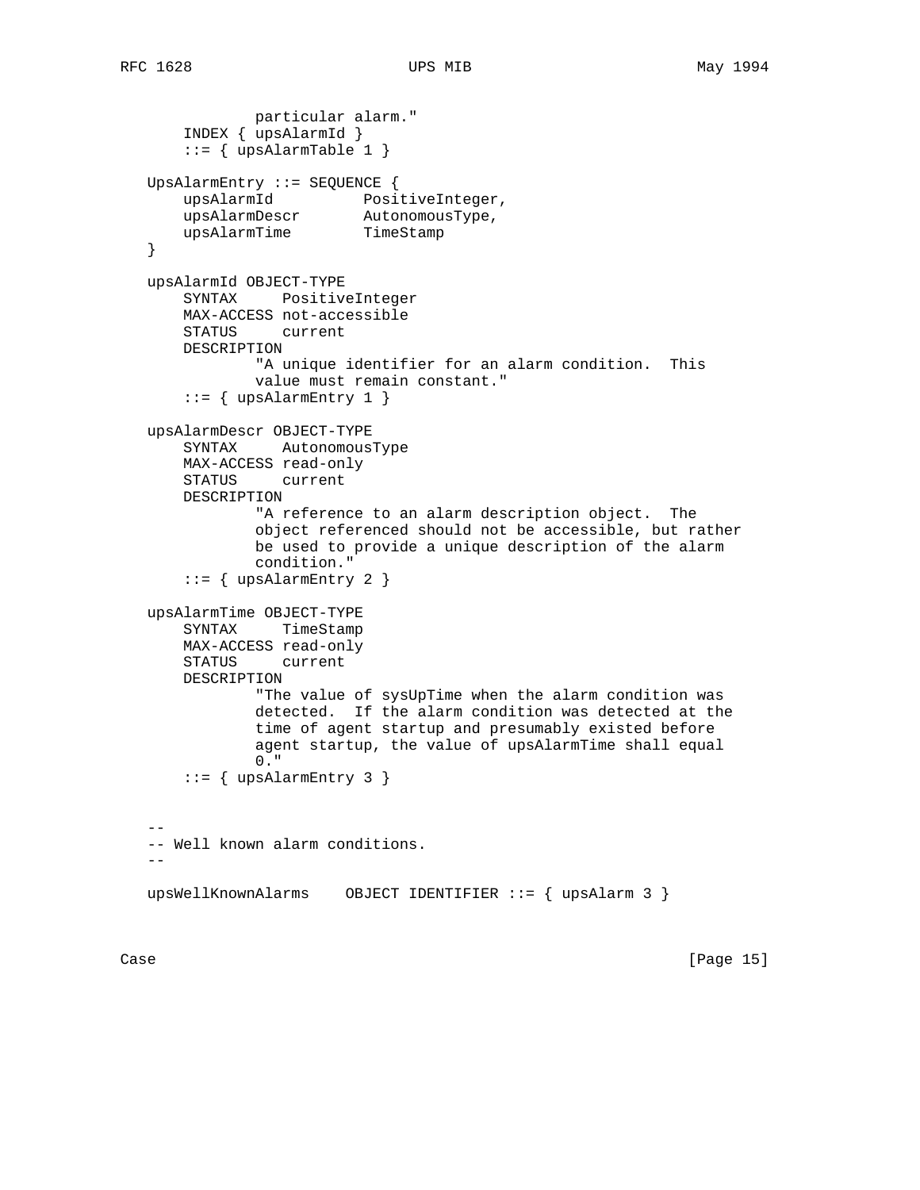```
               particular alarm."
       INDEX { upsAlarmId }
       ::= { upsAlarmTable 1 }

   UpsAlarmEntry ::= SEQUENCE {
       upsAlarmId          PositiveInteger,
       upsAlarmDescr       AutonomousType,
       upsAlarmTime        TimeStamp
   }

   upsAlarmId OBJECT-TYPE
       SYNTAX     PositiveInteger
       MAX-ACCESS not-accessible
       STATUS     current
       DESCRIPTION
               "A unique identifier for an alarm condition.  This
               value must remain constant."
       ::= { upsAlarmEntry 1 }

   upsAlarmDescr OBJECT-TYPE
       SYNTAX     AutonomousType
       MAX-ACCESS read-only
       STATUS     current
       DESCRIPTION
               "A reference to an alarm description object.  The
               object referenced should not be accessible, but rather
               be used to provide a unique description of the alarm
               condition."
       ::= { upsAlarmEntry 2 }

   upsAlarmTime OBJECT-TYPE
       SYNTAX     TimeStamp
       MAX-ACCESS read-only
       STATUS     current
       DESCRIPTION
               "The value of sysUpTime when the alarm condition was
               detected.  If the alarm condition was detected at the
               time of agent startup and presumably existed before
               agent startup, the value of upsAlarmTime shall equal
               0."
       ::= { upsAlarmEntry 3 }


   --
   -- Well known alarm conditions.
   --

   upsWellKnownAlarms    OBJECT IDENTIFIER ::= { upsAlarm 3 }
```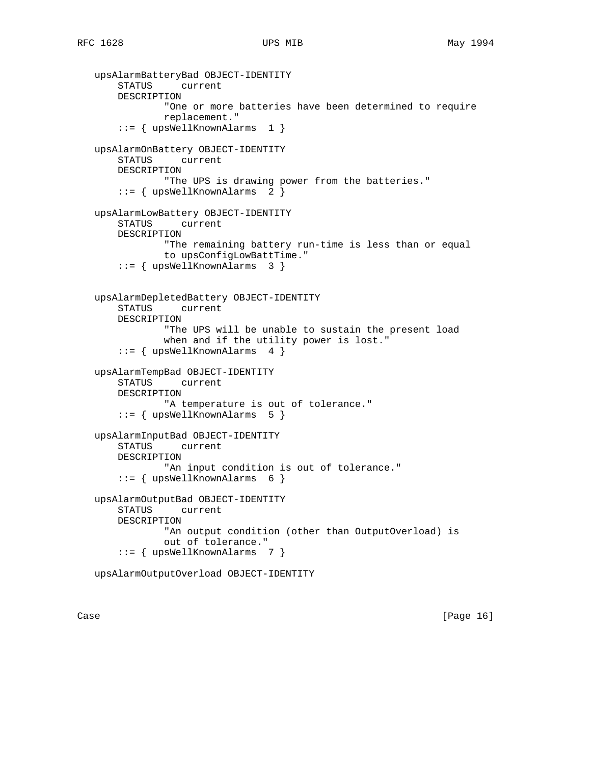```
   upsAlarmBatteryBad OBJECT-IDENTITY
       STATUS     current
       DESCRIPTION
               "One or more batteries have been determined to require
               replacement."
       ::= { upsWellKnownAlarms  1 }

   upsAlarmOnBattery OBJECT-IDENTITY
       STATUS     current
       DESCRIPTION
               "The UPS is drawing power from the batteries."
       ::= { upsWellKnownAlarms  2 }

   upsAlarmLowBattery OBJECT-IDENTITY
       STATUS     current
       DESCRIPTION
               "The remaining battery run-time is less than or equal
               to upsConfigLowBattTime."
       ::= { upsWellKnownAlarms  3 }


   upsAlarmDepletedBattery OBJECT-IDENTITY
       STATUS     current
       DESCRIPTION
               "The UPS will be unable to sustain the present load
               when and if the utility power is lost."
       ::= { upsWellKnownAlarms  4 }

   upsAlarmTempBad OBJECT-IDENTITY
       STATUS     current
       DESCRIPTION
               "A temperature is out of tolerance."
       ::= { upsWellKnownAlarms  5 }

   upsAlarmInputBad OBJECT-IDENTITY
       STATUS     current
       DESCRIPTION
               "An input condition is out of tolerance."
       ::= { upsWellKnownAlarms  6 }

   upsAlarmOutputBad OBJECT-IDENTITY
       STATUS     current
       DESCRIPTION
               "An output condition (other than OutputOverload) is
               out of tolerance."
       ::= { upsWellKnownAlarms  7 }

   upsAlarmOutputOverload OBJECT-IDENTITY
```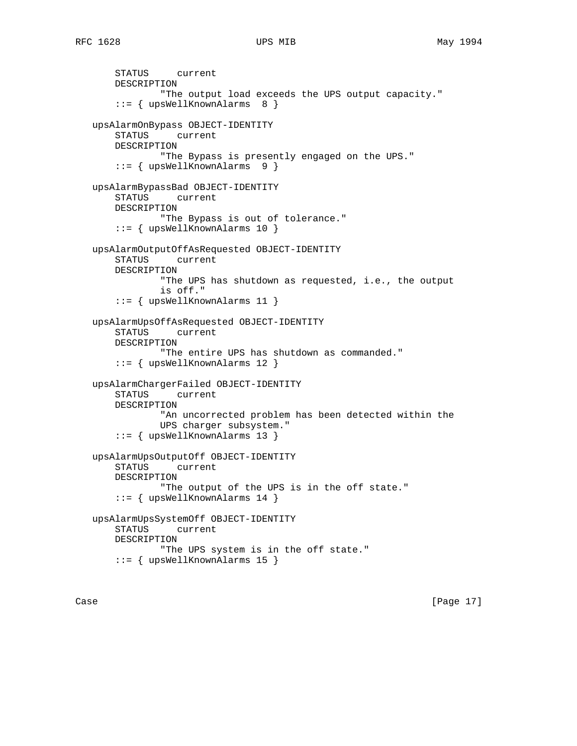```
       STATUS     current
       DESCRIPTION
               "The output load exceeds the UPS output capacity."
       ::= { upsWellKnownAlarms  8 }

   upsAlarmOnBypass OBJECT-IDENTITY
       STATUS     current
       DESCRIPTION
               "The Bypass is presently engaged on the UPS."
       ::= { upsWellKnownAlarms  9 }

   upsAlarmBypassBad OBJECT-IDENTITY
       STATUS     current
       DESCRIPTION
               "The Bypass is out of tolerance."
       ::= { upsWellKnownAlarms 10 }

   upsAlarmOutputOffAsRequested OBJECT-IDENTITY
       STATUS     current
       DESCRIPTION
               "The UPS has shutdown as requested, i.e., the output
               is off."
       ::= { upsWellKnownAlarms 11 }

   upsAlarmUpsOffAsRequested OBJECT-IDENTITY
       STATUS     current
       DESCRIPTION
               "The entire UPS has shutdown as commanded."
       ::= { upsWellKnownAlarms 12 }

   upsAlarmChargerFailed OBJECT-IDENTITY
       STATUS     current
       DESCRIPTION
               "An uncorrected problem has been detected within the
               UPS charger subsystem."
       ::= { upsWellKnownAlarms 13 }

   upsAlarmUpsOutputOff OBJECT-IDENTITY
       STATUS     current
       DESCRIPTION
               "The output of the UPS is in the off state."
       ::= { upsWellKnownAlarms 14 }

   upsAlarmUpsSystemOff OBJECT-IDENTITY
       STATUS     current
       DESCRIPTION
               "The UPS system is in the off state."
       ::= { upsWellKnownAlarms 15 }
```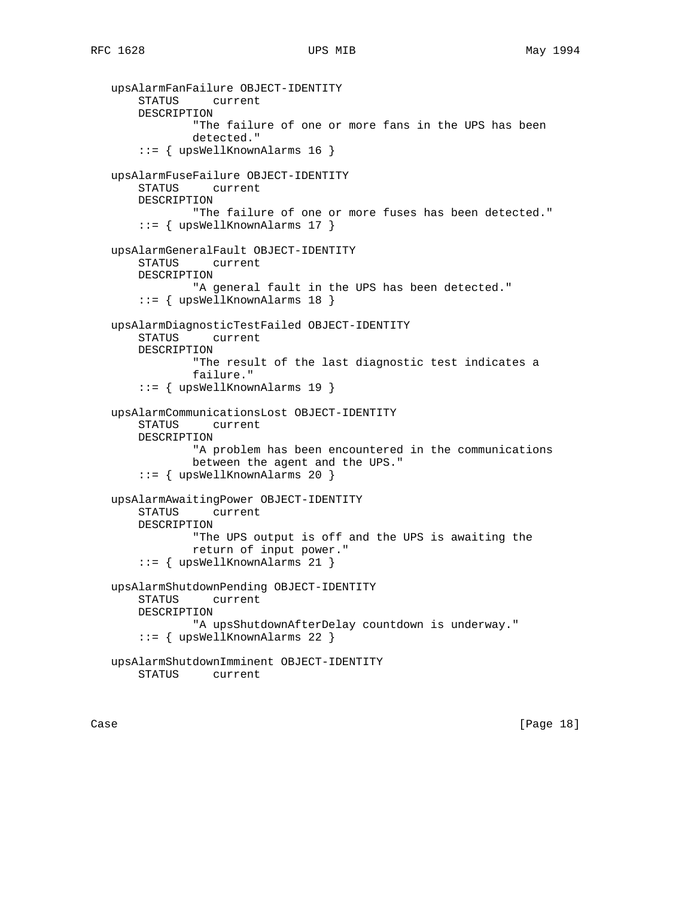```
   upsAlarmFanFailure OBJECT-IDENTITY
       STATUS     current
       DESCRIPTION
               "The failure of one or more fans in the UPS has been
               detected."
       ::= { upsWellKnownAlarms 16 }

   upsAlarmFuseFailure OBJECT-IDENTITY
       STATUS     current
       DESCRIPTION
               "The failure of one or more fuses has been detected."
       ::= { upsWellKnownAlarms 17 }

   upsAlarmGeneralFault OBJECT-IDENTITY
       STATUS     current
       DESCRIPTION
               "A general fault in the UPS has been detected."
       ::= { upsWellKnownAlarms 18 }

   upsAlarmDiagnosticTestFailed OBJECT-IDENTITY
       STATUS     current
       DESCRIPTION
               "The result of the last diagnostic test indicates a
               failure."
       ::= { upsWellKnownAlarms 19 }

   upsAlarmCommunicationsLost OBJECT-IDENTITY
       STATUS     current
       DESCRIPTION
               "A problem has been encountered in the communications
               between the agent and the UPS."
       ::= { upsWellKnownAlarms 20 }

   upsAlarmAwaitingPower OBJECT-IDENTITY
       STATUS     current
       DESCRIPTION
               "The UPS output is off and the UPS is awaiting the
               return of input power."
       ::= { upsWellKnownAlarms 21 }

   upsAlarmShutdownPending OBJECT-IDENTITY
       STATUS     current
       DESCRIPTION
               "A upsShutdownAfterDelay countdown is underway."
       ::= { upsWellKnownAlarms 22 }

   upsAlarmShutdownImminent OBJECT-IDENTITY
       STATUS     current
```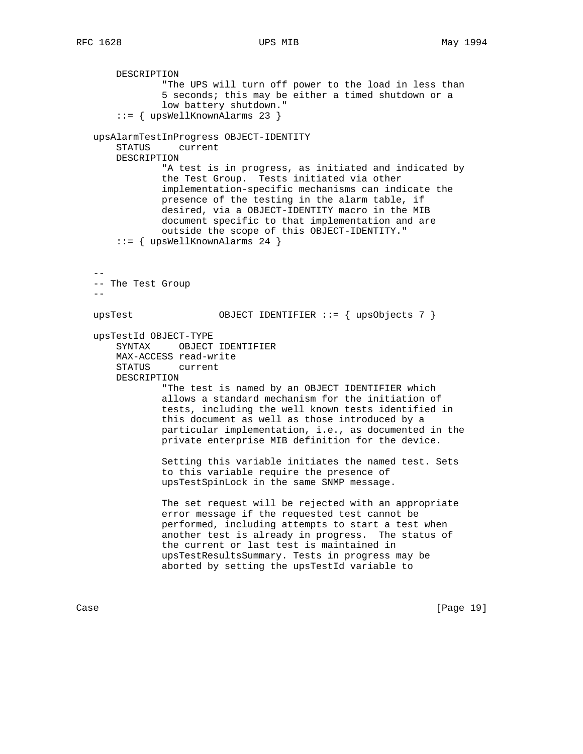```
       DESCRIPTION
               "The UPS will turn off power to the load in less than
               5 seconds; this may be either a timed shutdown or a
               low battery shutdown."
       ::= { upsWellKnownAlarms 23 }

   upsAlarmTestInProgress OBJECT-IDENTITY
       STATUS     current
       DESCRIPTION
               "A test is in progress, as initiated and indicated by
               the Test Group.  Tests initiated via other
               implementation-specific mechanisms can indicate the
               presence of the testing in the alarm table, if
               desired, via a OBJECT-IDENTITY macro in the MIB
               document specific to that implementation and are
               outside the scope of this OBJECT-IDENTITY."
       ::= { upsWellKnownAlarms 24 }


   --
   -- The Test Group
   --

   upsTest              OBJECT IDENTIFIER ::= { upsObjects 7 }

   upsTestId OBJECT-TYPE
       SYNTAX     OBJECT IDENTIFIER
       MAX-ACCESS read-write
       STATUS     current
       DESCRIPTION
               "The test is named by an OBJECT IDENTIFIER which
               allows a standard mechanism for the initiation of
               tests, including the well known tests identified in
               this document as well as those introduced by a
               particular implementation, i.e., as documented in the
               private enterprise MIB definition for the device.

               Setting this variable initiates the named test. Sets
               to this variable require the presence of
               upsTestSpinLock in the same SNMP message.

               The set request will be rejected with an appropriate
               error message if the requested test cannot be
               performed, including attempts to start a test when
               another test is already in progress.  The status of
               the current or last test is maintained in
               upsTestResultsSummary. Tests in progress may be
               aborted by setting the upsTestId variable to
```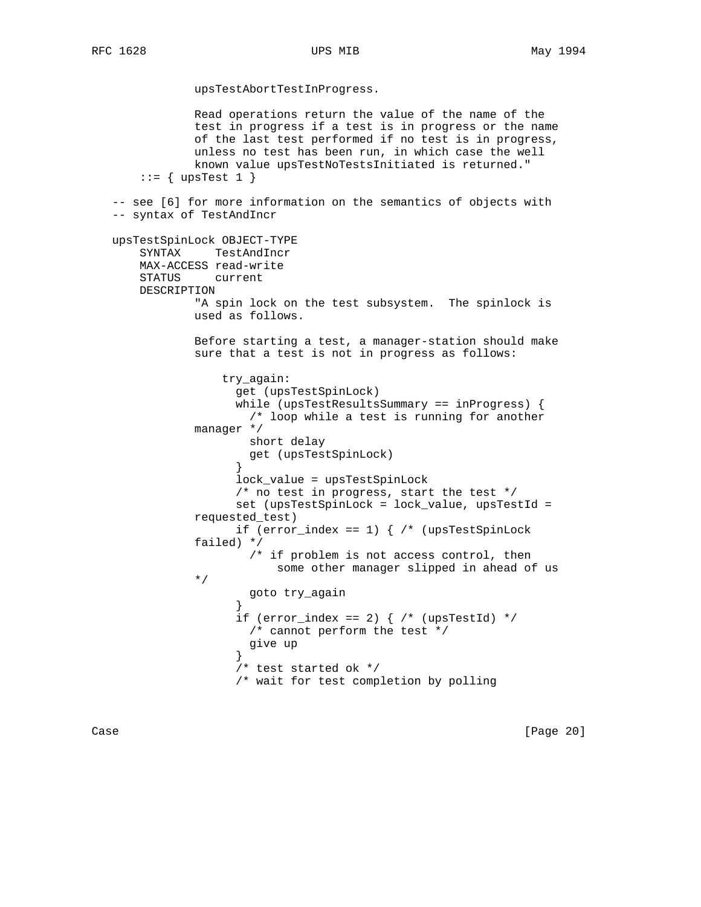```
              upsTestAbortTestInProgress.

              Read operations return the value of the name of the
              test in progress if a test is in progress or the name
              of the last test performed if no test is in progress,
              unless no test has been run, in which case the well
              known value upsTestNoTestsInitiated is returned."
       ::= { upsTest 1 }

   -- see [6] for more information on the semantics of objects with
   -- syntax of TestAndIncr

   upsTestSpinLock OBJECT-TYPE
       SYNTAX     TestAndIncr
       MAX-ACCESS read-write
       STATUS     current
       DESCRIPTION
              "A spin lock on the test subsystem.  The spinlock is
              used as follows.

              Before starting a test, a manager-station should make
              sure that a test is not in progress as follows:

                  try_again:
                    get (upsTestSpinLock)
                    while (upsTestResultsSummary == inProgress) {
                      /* loop while a test is running for another
              manager */
                      short delay
                      get (upsTestSpinLock)
                    }
                    lock_value = upsTestSpinLock
                    /* no test in progress, start the test */
                    set (upsTestSpinLock = lock_value, upsTestId =
              requested_test)
                    if (error_index == 1) { /* (upsTestSpinLock
              failed) */
                      /* if problem is not access control, then
                          some other manager slipped in ahead of us
              */
                      goto try_again
                    }
                    if (error_index == 2) { /* (upsTestId) */
                      /* cannot perform the test */
                      give up
                    }
                    /* test started ok */
                    /* wait for test completion by polling
```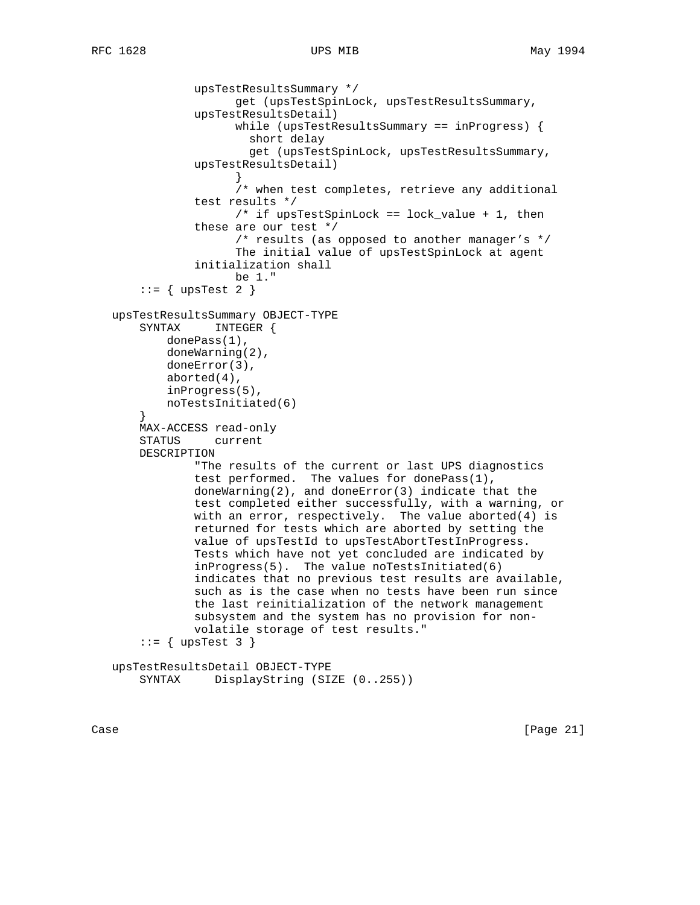```
              upsTestResultsSummary */
                    get (upsTestSpinLock, upsTestResultsSummary,
              upsTestResultsDetail)
                    while (upsTestResultsSummary == inProgress) {
                      short delay
                      get (upsTestSpinLock, upsTestResultsSummary,
              upsTestResultsDetail)
                    }
                    /* when test completes, retrieve any additional
              test results */
                    /* if upsTestSpinLock == lock_value + 1, then
              these are our test */
                    /* results (as opposed to another manager's */
                    The initial value of upsTestSpinLock at agent
              initialization shall
                    be 1."
       ::= { upsTest 2 }

   upsTestResultsSummary OBJECT-TYPE
       SYNTAX     INTEGER {
           donePass(1),
           doneWarning(2),
           doneError(3),
           aborted(4),
           inProgress(5),
           noTestsInitiated(6)
       }
       MAX-ACCESS read-only
       STATUS     current
       DESCRIPTION
               "The results of the current or last UPS diagnostics
               test performed.  The values for donePass(1),
               doneWarning(2), and doneError(3) indicate that the
               test completed either successfully, with a warning, or
               with an error, respectively.  The value aborted(4) is
               returned for tests which are aborted by setting the
               value of upsTestId to upsTestAbortTestInProgress.
               Tests which have not yet concluded are indicated by
               inProgress(5).  The value noTestsInitiated(6)
               indicates that no previous test results are available,
               such as is the case when no tests have been run since
               the last reinitialization of the network management
               subsystem and the system has no provision for non-
               volatile storage of test results."
       ::= { upsTest 3 }

   upsTestResultsDetail OBJECT-TYPE
       SYNTAX     DisplayString (SIZE (0..255))
```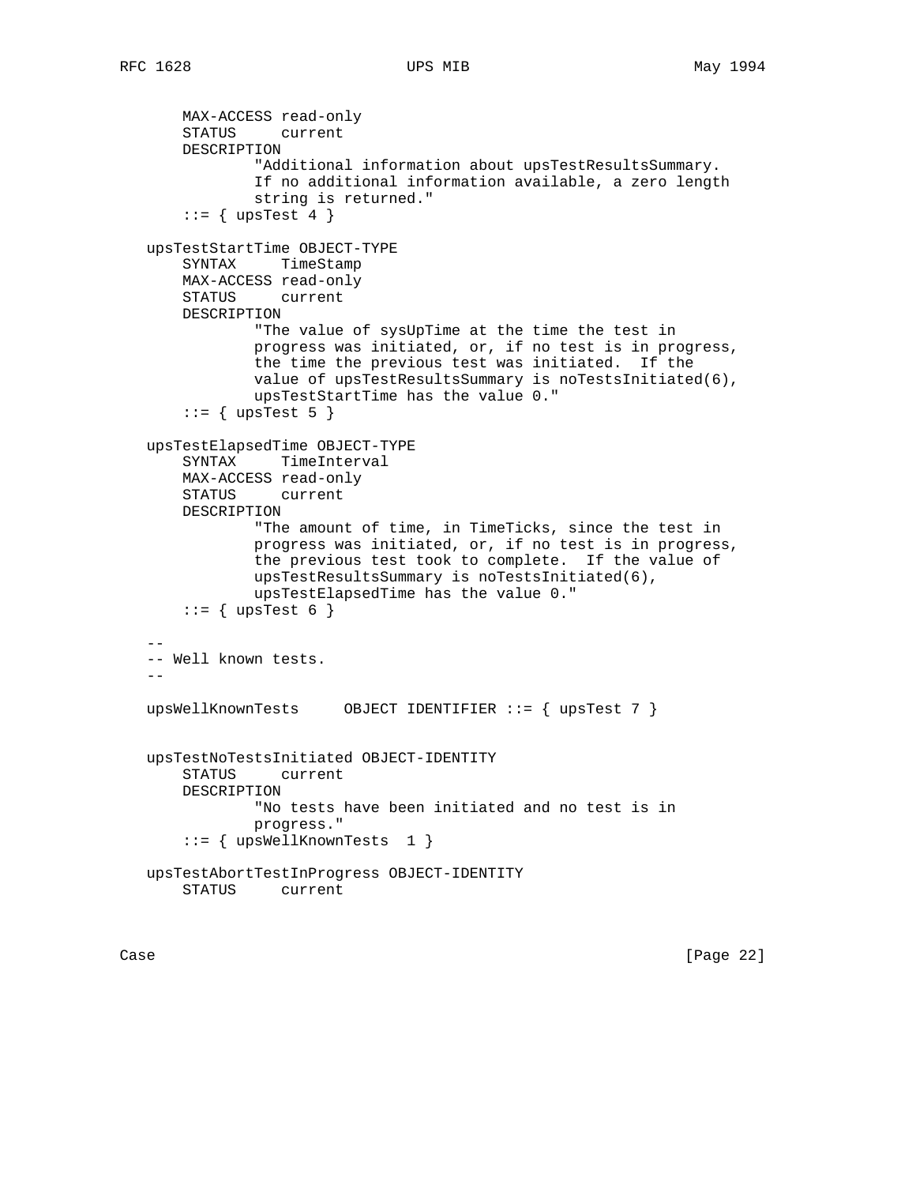```
        MAX-ACCESS read-only
        STATUS     current
        DESCRIPTION
                "Additional information about upsTestResultsSummary.
                If no additional information available, a zero length
                string is returned."
        ::= { upsTest 4 }

    upsTestStartTime OBJECT-TYPE
        SYNTAX     TimeStamp
        MAX-ACCESS read-only
        STATUS     current
        DESCRIPTION
                "The value of sysUpTime at the time the test in
                progress was initiated, or, if no test is in progress,
                the time the previous test was initiated.  If the
                value of upsTestResultsSummary is noTestsInitiated(6),
                upsTestStartTime has the value 0."
        ::= { upsTest 5 }

    upsTestElapsedTime OBJECT-TYPE
        SYNTAX     TimeInterval
        MAX-ACCESS read-only
        STATUS     current
        DESCRIPTION
                "The amount of time, in TimeTicks, since the test in
                progress was initiated, or, if no test is in progress,
                the previous test took to complete.  If the value of
                upsTestResultsSummary is noTestsInitiated(6),
                upsTestElapsedTime has the value 0."
        ::= { upsTest 6 }

    --
    -- Well known tests.
    --

    upsWellKnownTests     OBJECT IDENTIFIER ::= { upsTest 7 }


    upsTestNoTestsInitiated OBJECT-IDENTITY
        STATUS     current
        DESCRIPTION
                "No tests have been initiated and no test is in
                progress."
        ::= { upsWellKnownTests  1 }

    upsTestAbortTestInProgress OBJECT-IDENTITY
        STATUS     current
```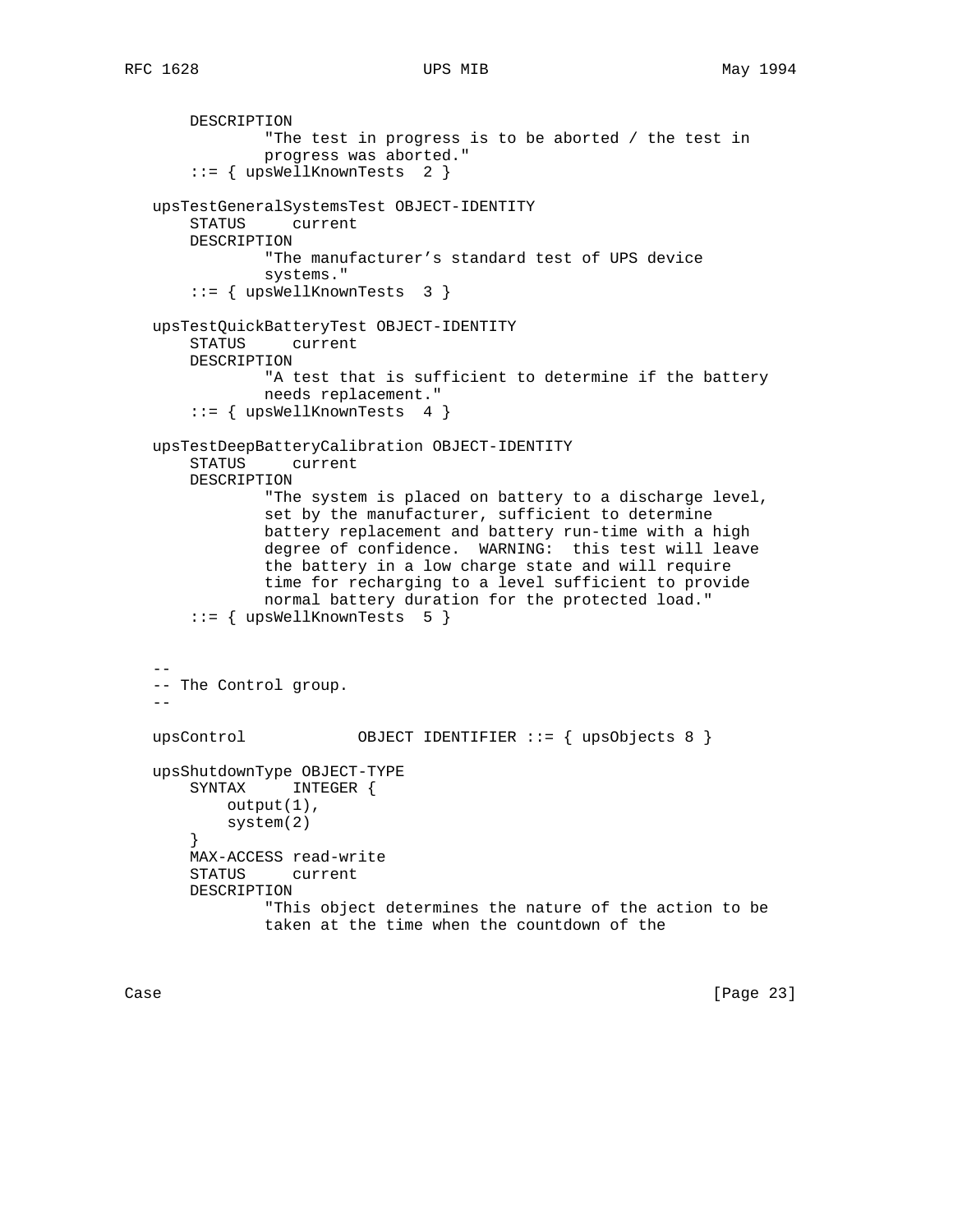```
       DESCRIPTION
               "The test in progress is to be aborted / the test in
               progress was aborted."
       ::= { upsWellKnownTests  2 }

   upsTestGeneralSystemsTest OBJECT-IDENTITY
       STATUS     current
       DESCRIPTION
               "The manufacturer's standard test of UPS device
               systems."
       ::= { upsWellKnownTests  3 }

   upsTestQuickBatteryTest OBJECT-IDENTITY
       STATUS     current
       DESCRIPTION
               "A test that is sufficient to determine if the battery
               needs replacement."
       ::= { upsWellKnownTests  4 }

   upsTestDeepBatteryCalibration OBJECT-IDENTITY
       STATUS     current
       DESCRIPTION
               "The system is placed on battery to a discharge level,
               set by the manufacturer, sufficient to determine
               battery replacement and battery run-time with a high
               degree of confidence.  WARNING:  this test will leave
               the battery in a low charge state and will require
               time for recharging to a level sufficient to provide
               normal battery duration for the protected load."
       ::= { upsWellKnownTests  5 }


   --
   -- The Control group.
   --

   upsControl            OBJECT IDENTIFIER ::= { upsObjects 8 }

   upsShutdownType OBJECT-TYPE
       SYNTAX     INTEGER {
           output(1),
           system(2)
       }
       MAX-ACCESS read-write
       STATUS     current
       DESCRIPTION
               "This object determines the nature of the action to be
               taken at the time when the countdown of the
```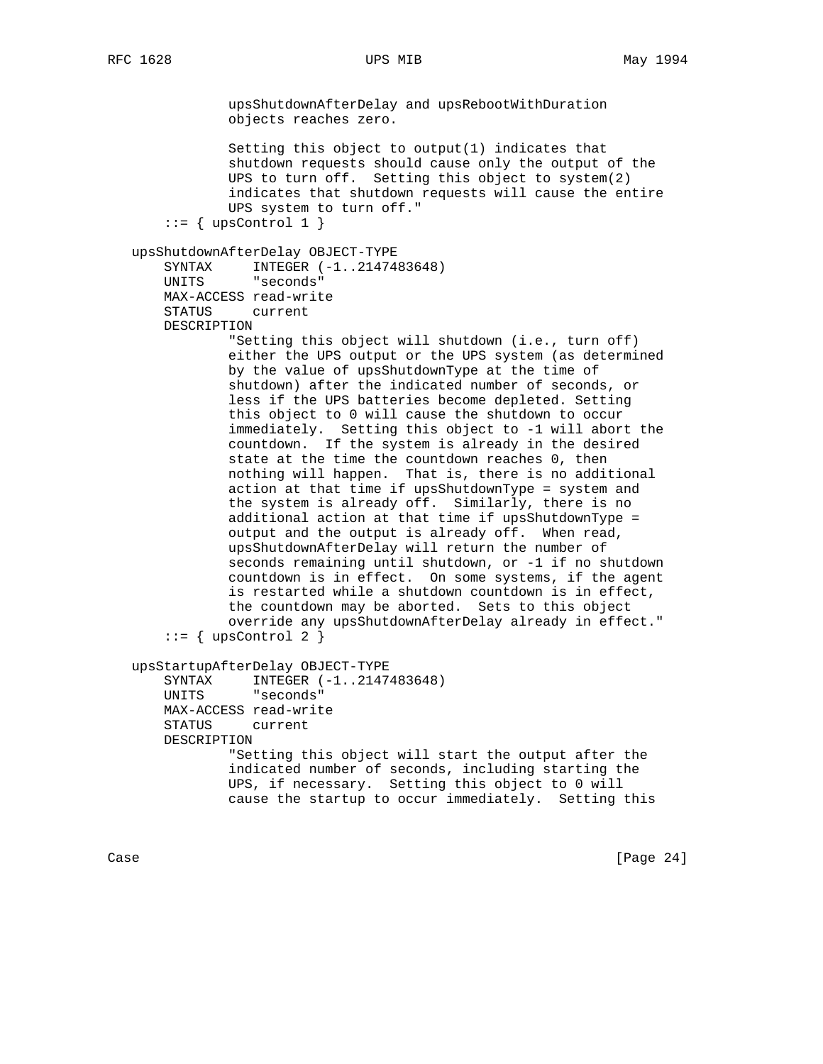```
              upsShutdownAfterDelay and upsRebootWithDuration
              objects reaches zero.

              Setting this object to output(1) indicates that
              shutdown requests should cause only the output of the
              UPS to turn off.  Setting this object to system(2)
              indicates that shutdown requests will cause the entire
              UPS system to turn off."
       ::= { upsControl 1 }

   upsShutdownAfterDelay OBJECT-TYPE
       SYNTAX     INTEGER (-1..2147483648)
       UNITS      "seconds"
       MAX-ACCESS read-write
       STATUS     current
       DESCRIPTION
              "Setting this object will shutdown (i.e., turn off)
              either the UPS output or the UPS system (as determined
              by the value of upsShutdownType at the time of
              shutdown) after the indicated number of seconds, or
              less if the UPS batteries become depleted. Setting
              this object to 0 will cause the shutdown to occur
              immediately.  Setting this object to -1 will abort the
              countdown.  If the system is already in the desired
              state at the time the countdown reaches 0, then
              nothing will happen.  That is, there is no additional
              action at that time if upsShutdownType = system and
              the system is already off.  Similarly, there is no
              additional action at that time if upsShutdownType =
              output and the output is already off.  When read,
              upsShutdownAfterDelay will return the number of
              seconds remaining until shutdown, or -1 if no shutdown
              countdown is in effect.  On some systems, if the agent
              is restarted while a shutdown countdown is in effect,
              the countdown may be aborted.  Sets to this object
              override any upsShutdownAfterDelay already in effect."
       ::= { upsControl 2 }

   upsStartupAfterDelay OBJECT-TYPE
       SYNTAX     INTEGER (-1..2147483648)
       UNITS      "seconds"
       MAX-ACCESS read-write
       STATUS     current
       DESCRIPTION
              "Setting this object will start the output after the
              indicated number of seconds, including starting the
              UPS, if necessary.  Setting this object to 0 will
              cause the startup to occur immediately.  Setting this
```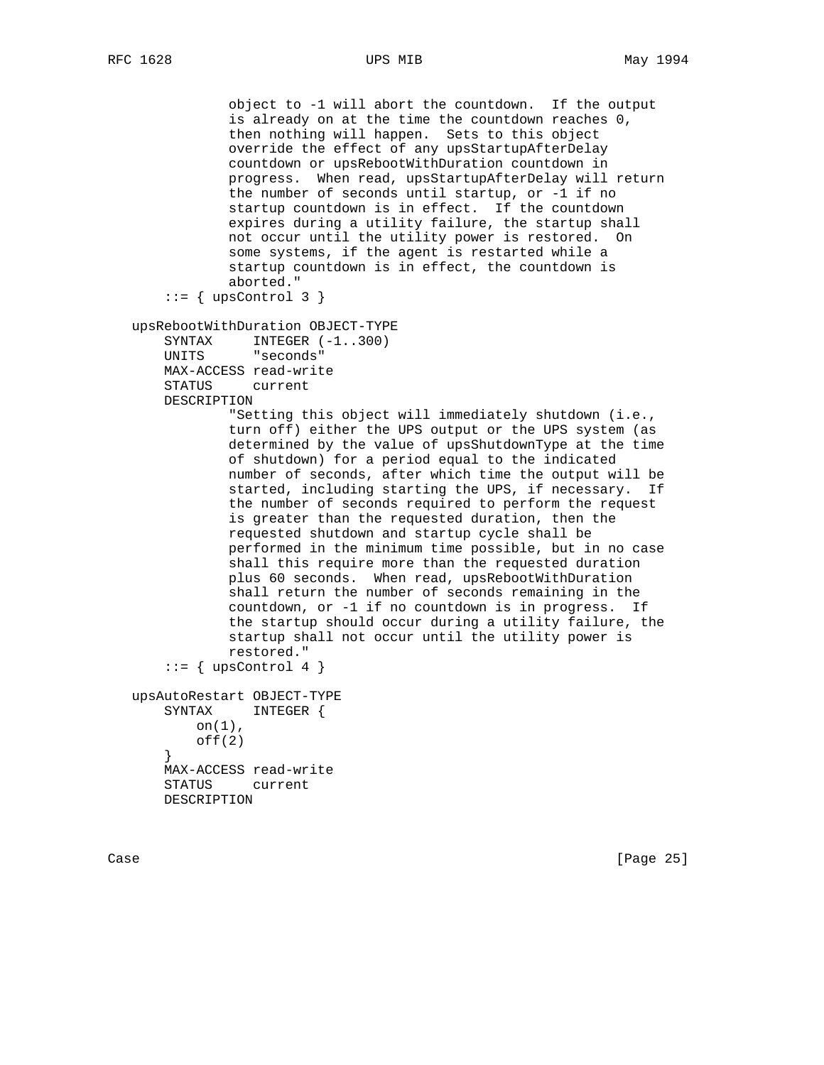```
             object to -1 will abort the countdown.  If the output
             is already on at the time the countdown reaches 0,
             then nothing will happen.  Sets to this object
             override the effect of any upsStartupAfterDelay
             countdown or upsRebootWithDuration countdown in
             progress.  When read, upsStartupAfterDelay will return
             the number of seconds until startup, or -1 if no
             startup countdown is in effect.  If the countdown
             expires during a utility failure, the startup shall
             not occur until the utility power is restored.  On
             some systems, if the agent is restarted while a
             startup countdown is in effect, the countdown is
             aborted."
       ::= { upsControl 3 }

   upsRebootWithDuration OBJECT-TYPE
       SYNTAX     INTEGER (-1..300)
       UNITS      "seconds"
       MAX-ACCESS read-write
       STATUS     current
       DESCRIPTION
               "Setting this object will immediately shutdown (i.e.,
               turn off) either the UPS output or the UPS system (as
               determined by the value of upsShutdownType at the time
               of shutdown) for a period equal to the indicated
               number of seconds, after which time the output will be
               started, including starting the UPS, if necessary.  If
               the number of seconds required to perform the request
               is greater than the requested duration, then the
               requested shutdown and startup cycle shall be
               performed in the minimum time possible, but in no case
               shall this require more than the requested duration
               plus 60 seconds.  When read, upsRebootWithDuration
               shall return the number of seconds remaining in the
               countdown, or -1 if no countdown is in progress.  If
               the startup should occur during a utility failure, the
               startup shall not occur until the utility power is
               restored."
       ::= { upsControl 4 }

   upsAutoRestart OBJECT-TYPE
       SYNTAX     INTEGER {
           on(1),
           off(2)
       }
       MAX-ACCESS read-write
       STATUS     current
       DESCRIPTION
```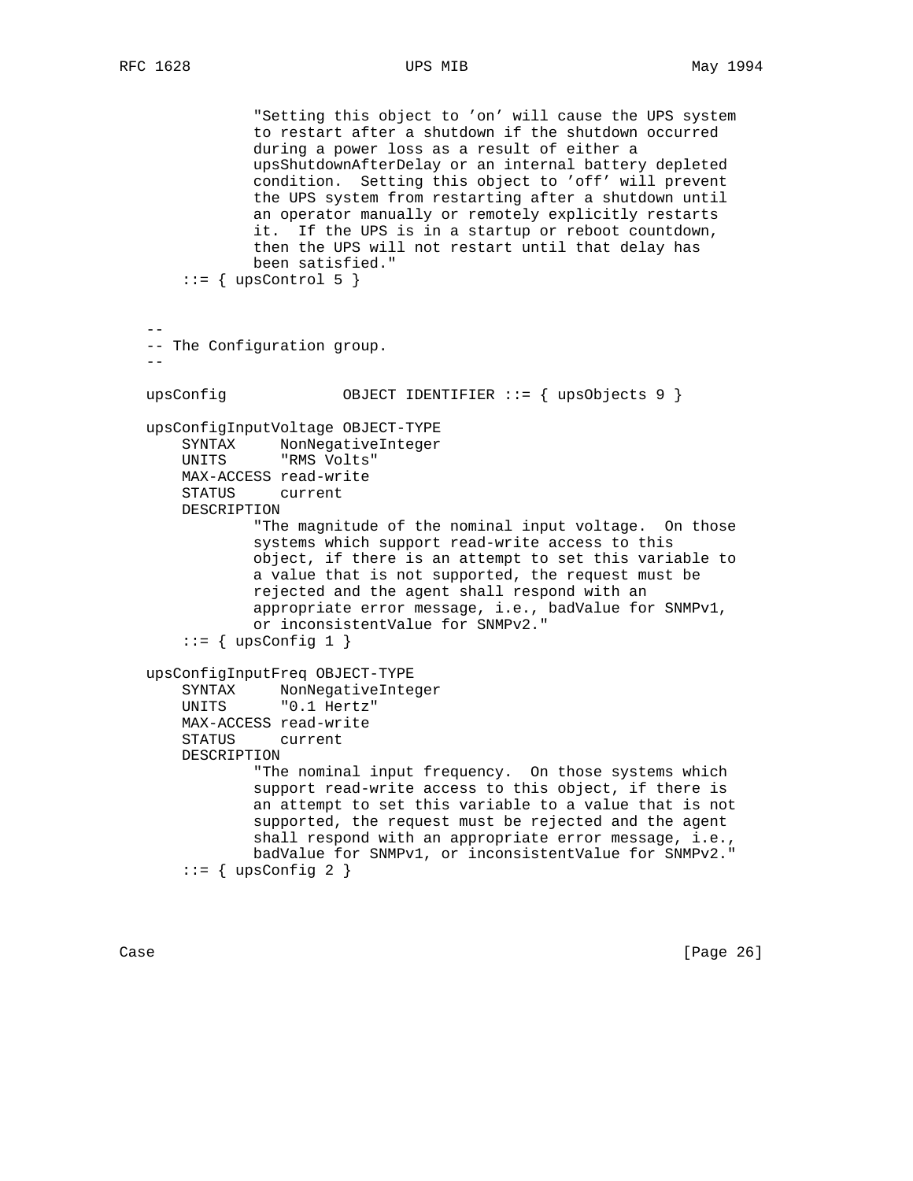```
              "Setting this object to 'on' will cause the UPS system
              to restart after a shutdown if the shutdown occurred
              during a power loss as a result of either a
              upsShutdownAfterDelay or an internal battery depleted
              condition.  Setting this object to 'off' will prevent
              the UPS system from restarting after a shutdown until
              an operator manually or remotely explicitly restarts
              it.  If the UPS is in a startup or reboot countdown,
              then the UPS will not restart until that delay has
              been satisfied."
      ::= { upsControl 5 }


   --
   -- The Configuration group.
   --

   upsConfig             OBJECT IDENTIFIER ::= { upsObjects 9 }

   upsConfigInputVoltage OBJECT-TYPE
       SYNTAX     NonNegativeInteger
       UNITS      "RMS Volts"
       MAX-ACCESS read-write
       STATUS     current
       DESCRIPTION
               "The magnitude of the nominal input voltage.  On those
               systems which support read-write access to this
               object, if there is an attempt to set this variable to
               a value that is not supported, the request must be
               rejected and the agent shall respond with an
               appropriate error message, i.e., badValue for SNMPv1,
               or inconsistentValue for SNMPv2."
       ::= { upsConfig 1 }

   upsConfigInputFreq OBJECT-TYPE
       SYNTAX     NonNegativeInteger
       UNITS      "0.1 Hertz"
       MAX-ACCESS read-write
       STATUS     current
       DESCRIPTION
               "The nominal input frequency.  On those systems which
               support read-write access to this object, if there is
               an attempt to set this variable to a value that is not
               supported, the request must be rejected and the agent
               shall respond with an appropriate error message, i.e.,
               badValue for SNMPv1, or inconsistentValue for SNMPv2."
       ::= { upsConfig 2 }
```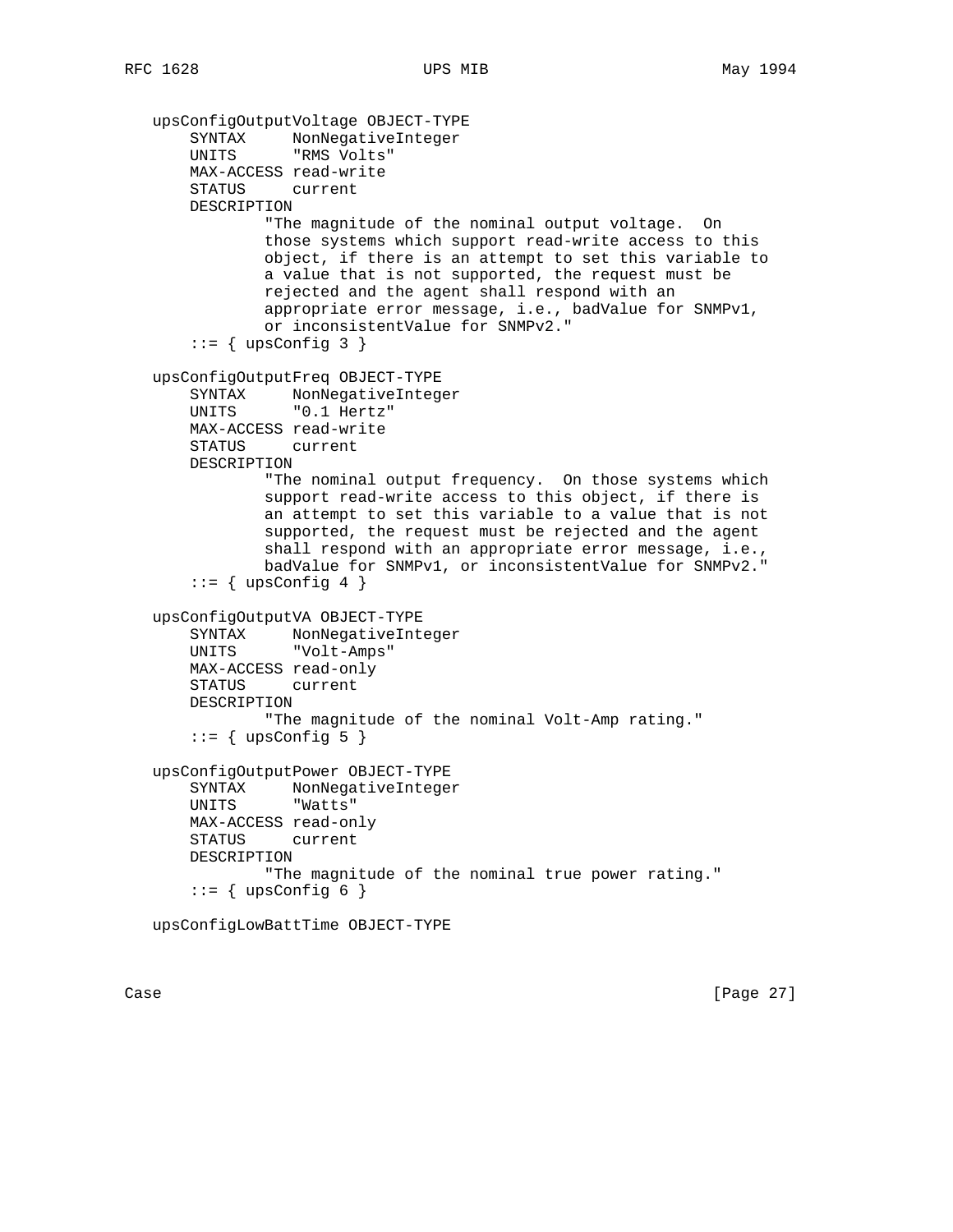```
   upsConfigOutputVoltage OBJECT-TYPE
       SYNTAX     NonNegativeInteger
       UNITS      "RMS Volts"
       MAX-ACCESS read-write
       STATUS     current
       DESCRIPTION
               "The magnitude of the nominal output voltage.  On
               those systems which support read-write access to this
               object, if there is an attempt to set this variable to
               a value that is not supported, the request must be
               rejected and the agent shall respond with an
               appropriate error message, i.e., badValue for SNMPv1,
               or inconsistentValue for SNMPv2."
       ::= { upsConfig 3 }

   upsConfigOutputFreq OBJECT-TYPE
       SYNTAX     NonNegativeInteger
       UNITS      "0.1 Hertz"
       MAX-ACCESS read-write
       STATUS     current
       DESCRIPTION
               "The nominal output frequency.  On those systems which
               support read-write access to this object, if there is
               an attempt to set this variable to a value that is not
               supported, the request must be rejected and the agent
               shall respond with an appropriate error message, i.e.,
               badValue for SNMPv1, or inconsistentValue for SNMPv2."
       ::= { upsConfig 4 }

   upsConfigOutputVA OBJECT-TYPE
       SYNTAX     NonNegativeInteger
       UNITS      "Volt-Amps"
       MAX-ACCESS read-only
       STATUS     current
       DESCRIPTION
               "The magnitude of the nominal Volt-Amp rating."
       ::= { upsConfig 5 }

   upsConfigOutputPower OBJECT-TYPE
       SYNTAX     NonNegativeInteger
       UNITS      "Watts"
       MAX-ACCESS read-only
       STATUS     current
       DESCRIPTION
               "The magnitude of the nominal true power rating."
       ::= { upsConfig 6 }

   upsConfigLowBattTime OBJECT-TYPE
```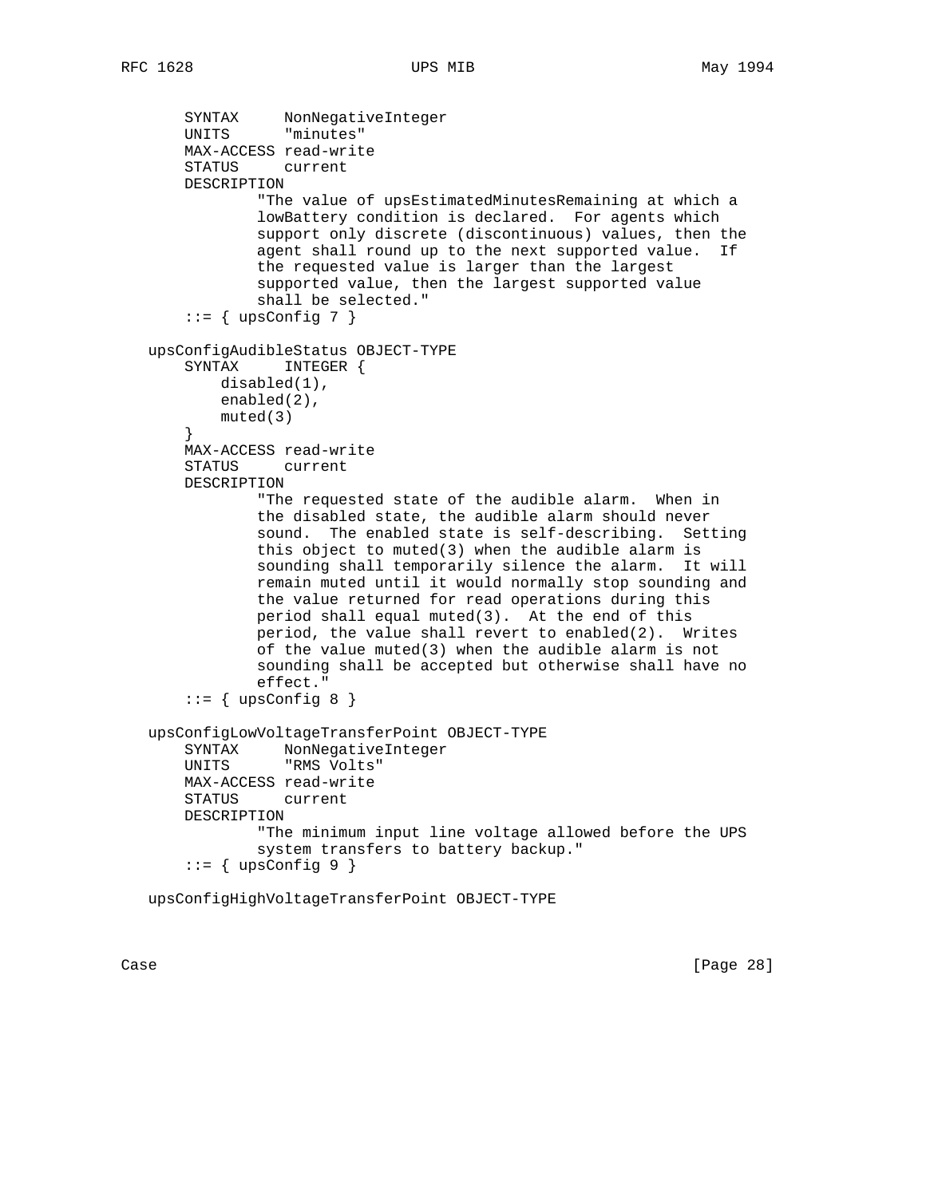```
       SYNTAX     NonNegativeInteger
       UNITS      "minutes"
       MAX-ACCESS read-write
       STATUS     current
       DESCRIPTION
               "The value of upsEstimatedMinutesRemaining at which a
               lowBattery condition is declared.  For agents which
               support only discrete (discontinuous) values, then the
               agent shall round up to the next supported value.  If
               the requested value is larger than the largest
               supported value, then the largest supported value
               shall be selected."
       ::= { upsConfig 7 }

   upsConfigAudibleStatus OBJECT-TYPE
       SYNTAX     INTEGER {
           disabled(1),
           enabled(2),
           muted(3)
       }
       MAX-ACCESS read-write
       STATUS     current
       DESCRIPTION
               "The requested state of the audible alarm.  When in
               the disabled state, the audible alarm should never
               sound.  The enabled state is self-describing.  Setting
               this object to muted(3) when the audible alarm is
               sounding shall temporarily silence the alarm.  It will
               remain muted until it would normally stop sounding and
               the value returned for read operations during this
               period shall equal muted(3).  At the end of this
               period, the value shall revert to enabled(2).  Writes
               of the value muted(3) when the audible alarm is not
               sounding shall be accepted but otherwise shall have no
               effect."
       ::= { upsConfig 8 }

   upsConfigLowVoltageTransferPoint OBJECT-TYPE
       SYNTAX     NonNegativeInteger
       UNITS      "RMS Volts"
       MAX-ACCESS read-write
       STATUS     current
       DESCRIPTION
               "The minimum input line voltage allowed before the UPS
               system transfers to battery backup."
       ::= { upsConfig 9 }

   upsConfigHighVoltageTransferPoint OBJECT-TYPE
```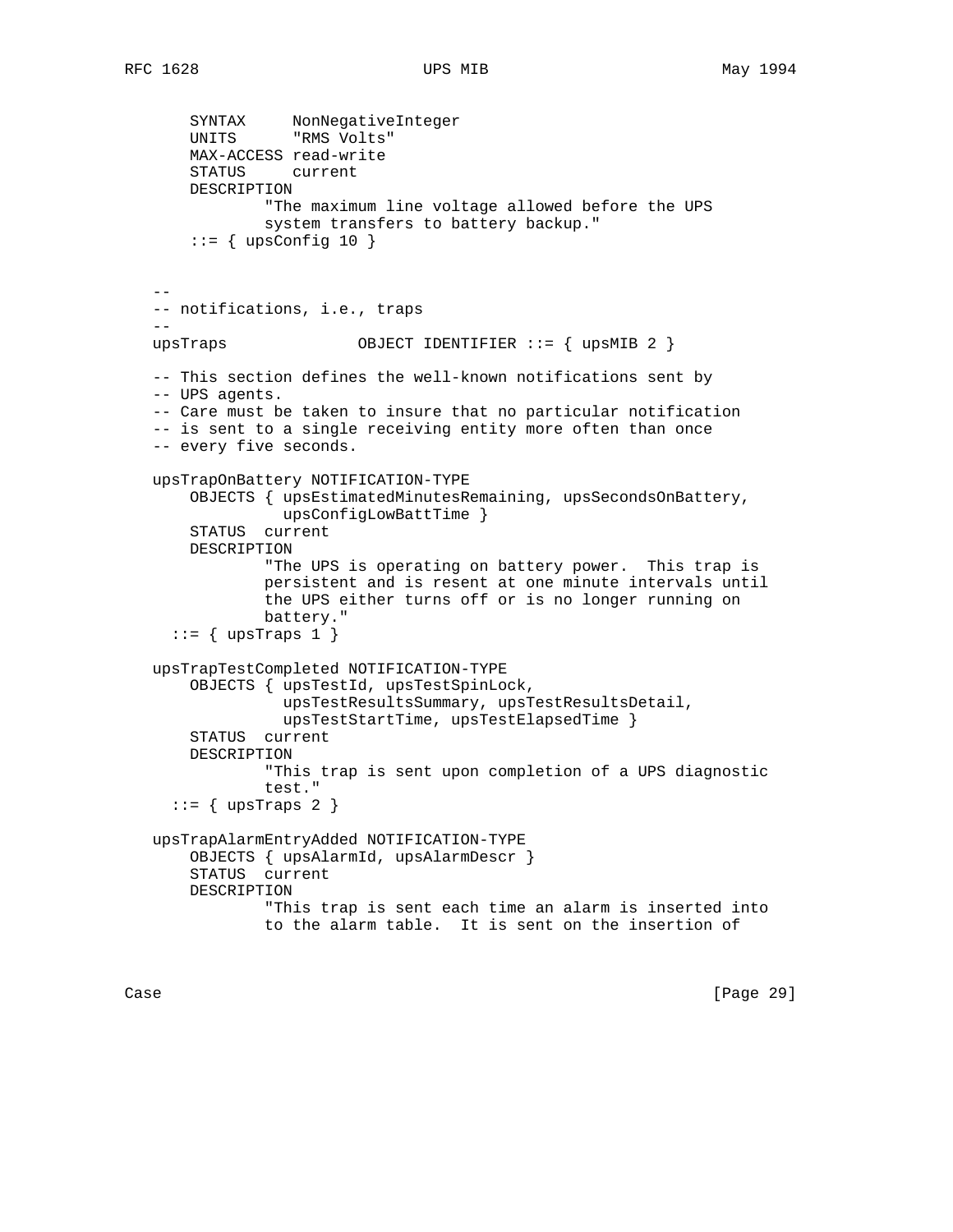```
       SYNTAX     NonNegativeInteger
       UNITS      "RMS Volts"
       MAX-ACCESS read-write
       STATUS     current
       DESCRIPTION
               "The maximum line voltage allowed before the UPS
               system transfers to battery backup."
       ::= { upsConfig 10 }


   --
   -- notifications, i.e., traps
   --
   upsTraps              OBJECT IDENTIFIER ::= { upsMIB 2 }

   -- This section defines the well-known notifications sent by
   -- UPS agents.
   -- Care must be taken to insure that no particular notification
   -- is sent to a single receiving entity more often than once
   -- every five seconds.

   upsTrapOnBattery NOTIFICATION-TYPE
       OBJECTS { upsEstimatedMinutesRemaining, upsSecondsOnBattery,
                 upsConfigLowBattTime }
       STATUS  current
       DESCRIPTION
               "The UPS is operating on battery power.  This trap is
               persistent and is resent at one minute intervals until
               the UPS either turns off or is no longer running on
               battery."
     ::= { upsTraps 1 }

   upsTrapTestCompleted NOTIFICATION-TYPE
       OBJECTS { upsTestId, upsTestSpinLock,
                 upsTestResultsSummary, upsTestResultsDetail,
                 upsTestStartTime, upsTestElapsedTime }
       STATUS  current
       DESCRIPTION
               "This trap is sent upon completion of a UPS diagnostic
               test."
     ::= { upsTraps 2 }

   upsTrapAlarmEntryAdded NOTIFICATION-TYPE
       OBJECTS { upsAlarmId, upsAlarmDescr }
       STATUS  current
       DESCRIPTION
               "This trap is sent each time an alarm is inserted into
               to the alarm table.  It is sent on the insertion of
```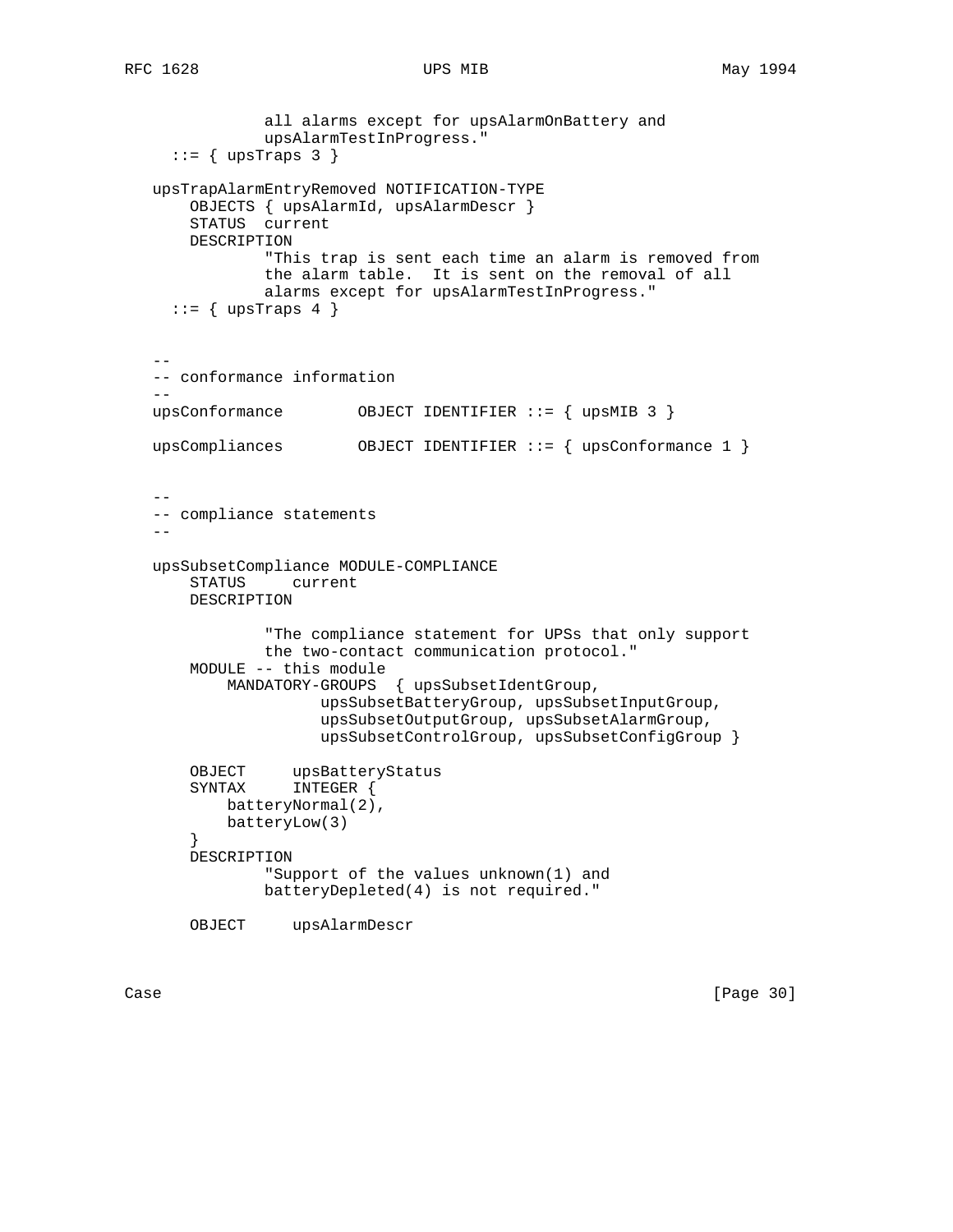```
               all alarms except for upsAlarmOnBattery and
               upsAlarmTestInProgress."
      ::= { upsTraps 3 }

   upsTrapAlarmEntryRemoved NOTIFICATION-TYPE
       OBJECTS { upsAlarmId, upsAlarmDescr }
       STATUS  current
       DESCRIPTION
               "This trap is sent each time an alarm is removed from
               the alarm table.  It is sent on the removal of all
               alarms except for upsAlarmTestInProgress."
      ::= { upsTraps 4 }


   --
   -- conformance information
   --
   upsConformance        OBJECT IDENTIFIER ::= { upsMIB 3 }

   upsCompliances        OBJECT IDENTIFIER ::= { upsConformance 1 }


   --
   -- compliance statements
   --

   upsSubsetCompliance MODULE-COMPLIANCE
       STATUS     current
       DESCRIPTION

               "The compliance statement for UPSs that only support
               the two-contact communication protocol."
       MODULE -- this module
           MANDATORY-GROUPS  { upsSubsetIdentGroup,
                     upsSubsetBatteryGroup, upsSubsetInputGroup,
                     upsSubsetOutputGroup, upsSubsetAlarmGroup,
                     upsSubsetControlGroup, upsSubsetConfigGroup }

       OBJECT     upsBatteryStatus
       SYNTAX     INTEGER {
           batteryNormal(2),
           batteryLow(3)
       }
       DESCRIPTION
               "Support of the values unknown(1) and
               batteryDepleted(4) is not required."

       OBJECT     upsAlarmDescr
```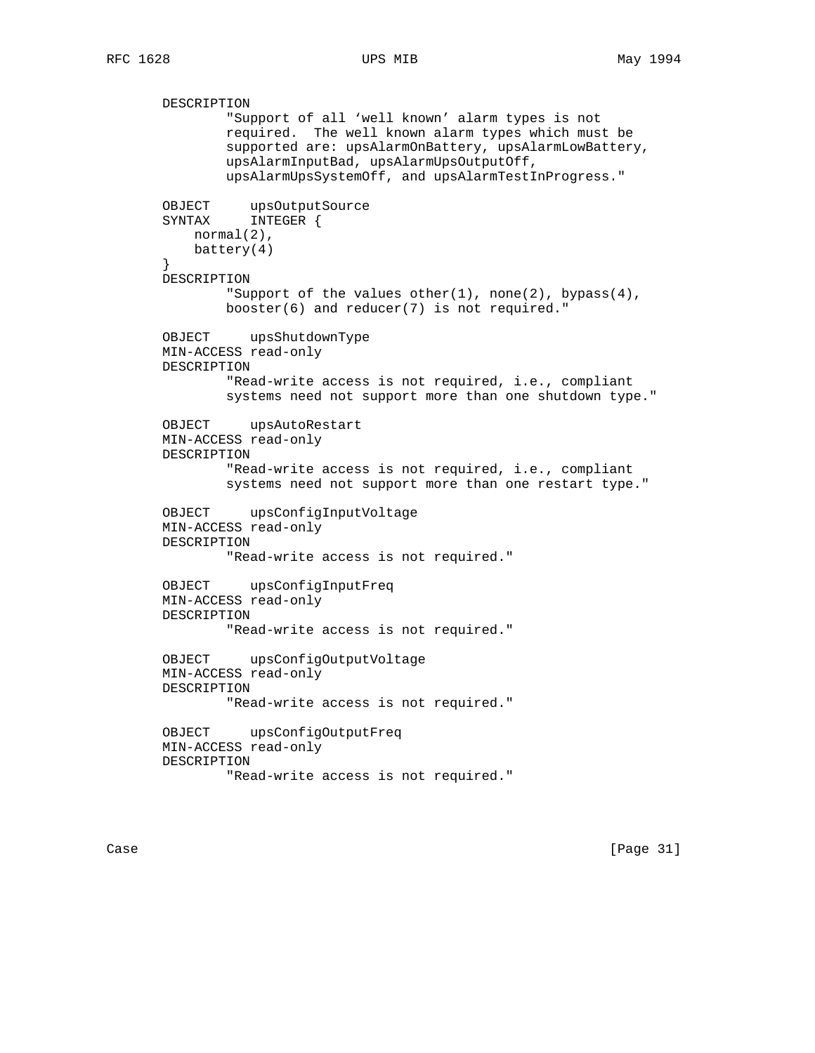```
       DESCRIPTION
               "Support of all 'well known' alarm types is not
               required.  The well known alarm types which must be
               supported are: upsAlarmOnBattery, upsAlarmLowBattery,
               upsAlarmInputBad, upsAlarmUpsOutputOff,
               upsAlarmUpsSystemOff, and upsAlarmTestInProgress."

       OBJECT     upsOutputSource
       SYNTAX     INTEGER {
           normal(2),
           battery(4)
       }
       DESCRIPTION
               "Support of the values other(1), none(2), bypass(4),
               booster(6) and reducer(7) is not required."

       OBJECT     upsShutdownType
       MIN-ACCESS read-only
       DESCRIPTION
               "Read-write access is not required, i.e., compliant
               systems need not support more than one shutdown type."

       OBJECT     upsAutoRestart
       MIN-ACCESS read-only
       DESCRIPTION
               "Read-write access is not required, i.e., compliant
               systems need not support more than one restart type."

       OBJECT     upsConfigInputVoltage
       MIN-ACCESS read-only
       DESCRIPTION
               "Read-write access is not required."

       OBJECT     upsConfigInputFreq
       MIN-ACCESS read-only
       DESCRIPTION
               "Read-write access is not required."

       OBJECT     upsConfigOutputVoltage
       MIN-ACCESS read-only
       DESCRIPTION
               "Read-write access is not required."

       OBJECT     upsConfigOutputFreq
       MIN-ACCESS read-only
       DESCRIPTION
               "Read-write access is not required."
```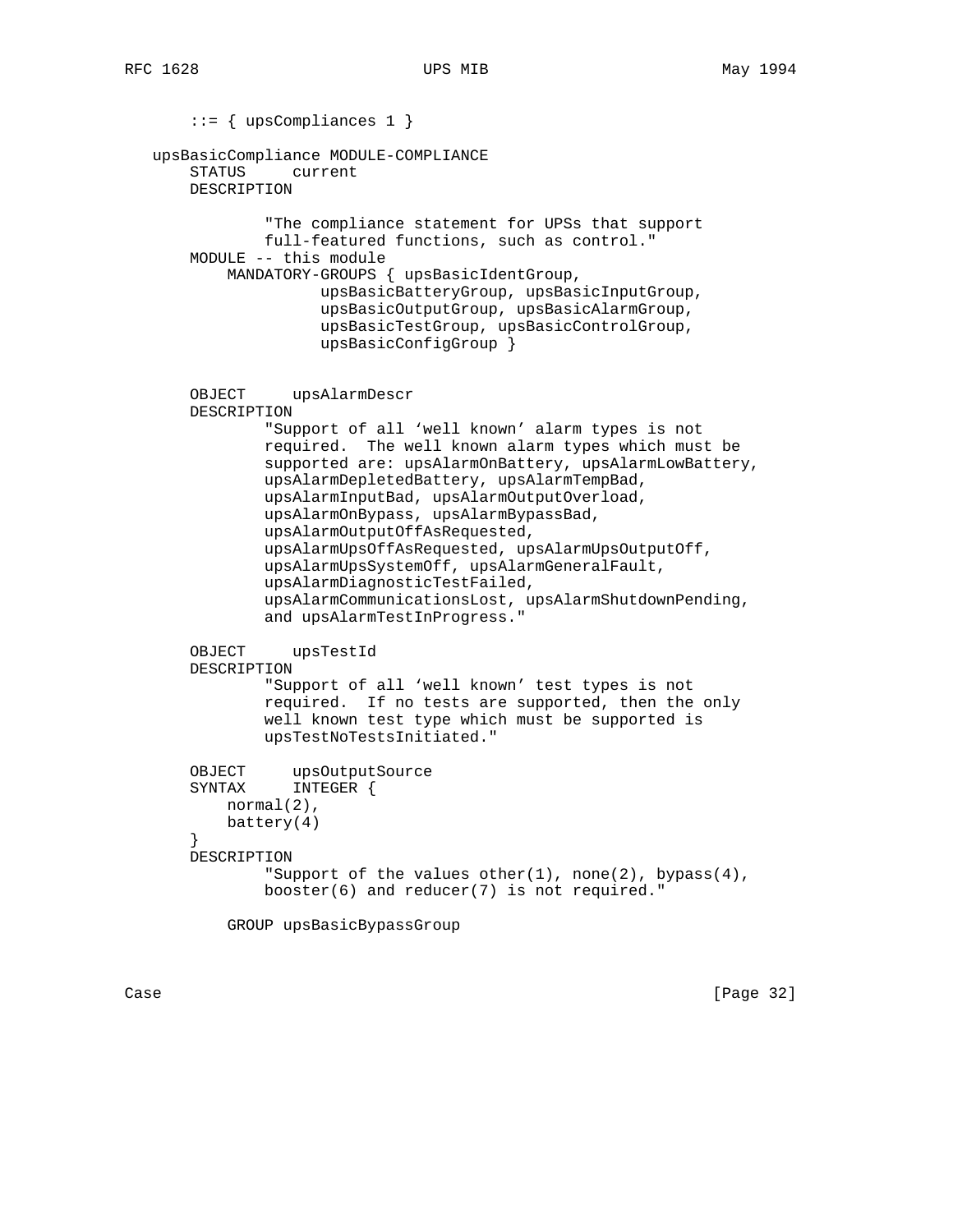```
       ::= { upsCompliances 1 }

   upsBasicCompliance MODULE-COMPLIANCE
       STATUS     current
       DESCRIPTION

               "The compliance statement for UPSs that support
               full-featured functions, such as control."
       MODULE -- this module
           MANDATORY-GROUPS { upsBasicIdentGroup,
                     upsBasicBatteryGroup, upsBasicInputGroup,
                     upsBasicOutputGroup, upsBasicAlarmGroup,
                     upsBasicTestGroup, upsBasicControlGroup,
                     upsBasicConfigGroup }


       OBJECT     upsAlarmDescr
       DESCRIPTION
               "Support of all 'well known' alarm types is not
               required.  The well known alarm types which must be
               supported are: upsAlarmOnBattery, upsAlarmLowBattery,
               upsAlarmDepletedBattery, upsAlarmTempBad,
               upsAlarmInputBad, upsAlarmOutputOverload,
               upsAlarmOnBypass, upsAlarmBypassBad,
               upsAlarmOutputOffAsRequested,
               upsAlarmUpsOffAsRequested, upsAlarmUpsOutputOff,
               upsAlarmUpsSystemOff, upsAlarmGeneralFault,
               upsAlarmDiagnosticTestFailed,
               upsAlarmCommunicationsLost, upsAlarmShutdownPending,
               and upsAlarmTestInProgress."

       OBJECT     upsTestId
       DESCRIPTION
               "Support of all 'well known' test types is not
               required.  If no tests are supported, then the only
               well known test type which must be supported is
               upsTestNoTestsInitiated."

       OBJECT     upsOutputSource
       SYNTAX     INTEGER {
           normal(2),
           battery(4)
       }
       DESCRIPTION
               "Support of the values other(1), none(2), bypass(4),
               booster(6) and reducer(7) is not required."

           GROUP upsBasicBypassGroup
```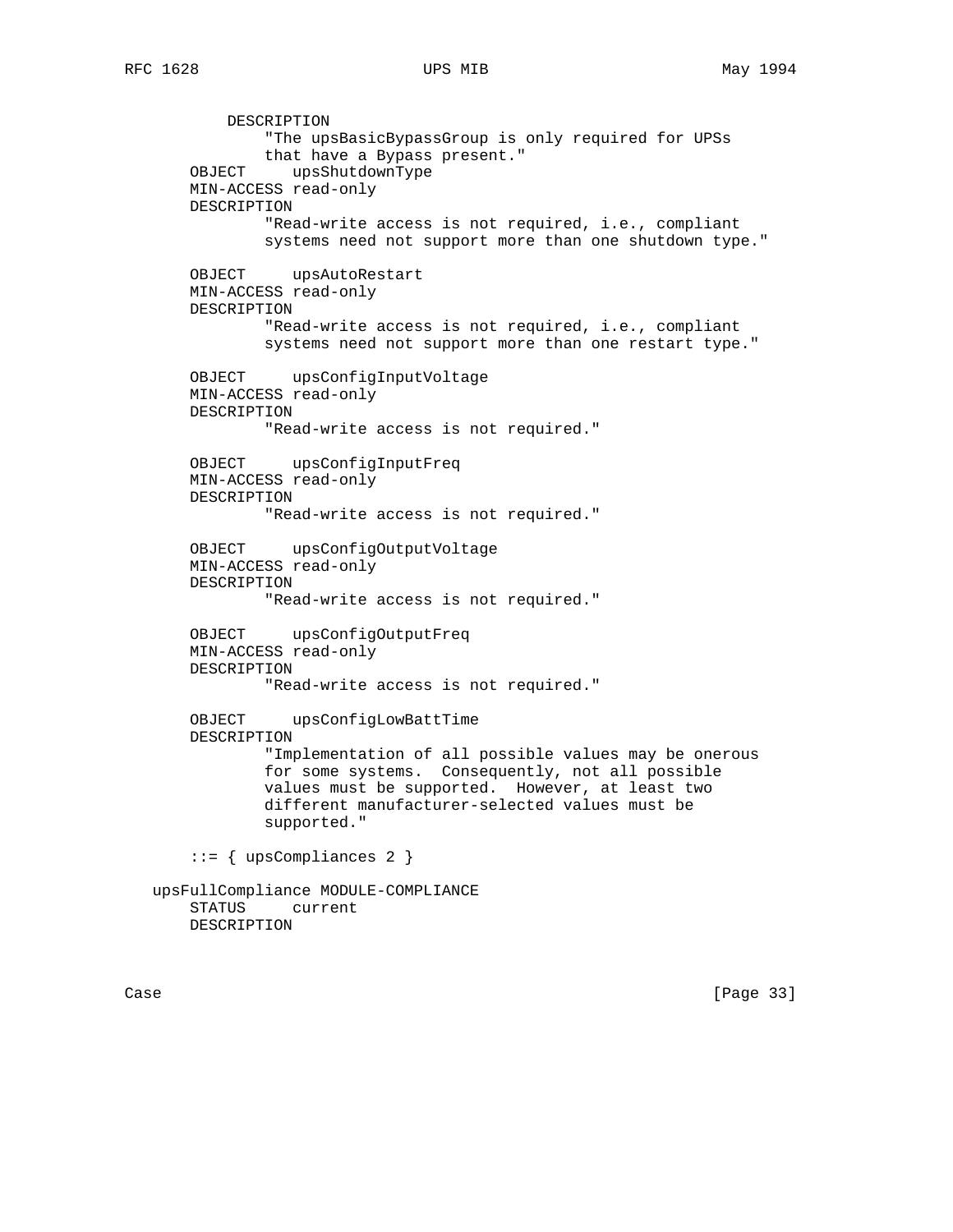```
          DESCRIPTION
              "The upsBasicBypassGroup is only required for UPSs
              that have a Bypass present."
      OBJECT     upsShutdownType
      MIN-ACCESS read-only
      DESCRIPTION
              "Read-write access is not required, i.e., compliant
              systems need not support more than one shutdown type."

      OBJECT     upsAutoRestart
      MIN-ACCESS read-only
      DESCRIPTION
              "Read-write access is not required, i.e., compliant
              systems need not support more than one restart type."

      OBJECT     upsConfigInputVoltage
      MIN-ACCESS read-only
      DESCRIPTION
              "Read-write access is not required."

      OBJECT     upsConfigInputFreq
      MIN-ACCESS read-only
      DESCRIPTION
              "Read-write access is not required."

      OBJECT     upsConfigOutputVoltage
      MIN-ACCESS read-only
      DESCRIPTION
              "Read-write access is not required."

      OBJECT     upsConfigOutputFreq
      MIN-ACCESS read-only
      DESCRIPTION
              "Read-write access is not required."

      OBJECT     upsConfigLowBattTime
      DESCRIPTION
              "Implementation of all possible values may be onerous
              for some systems.  Consequently, not all possible
              values must be supported.  However, at least two
              different manufacturer-selected values must be
              supported."

      ::= { upsCompliances 2 }

  upsFullCompliance MODULE-COMPLIANCE
      STATUS     current
      DESCRIPTION
```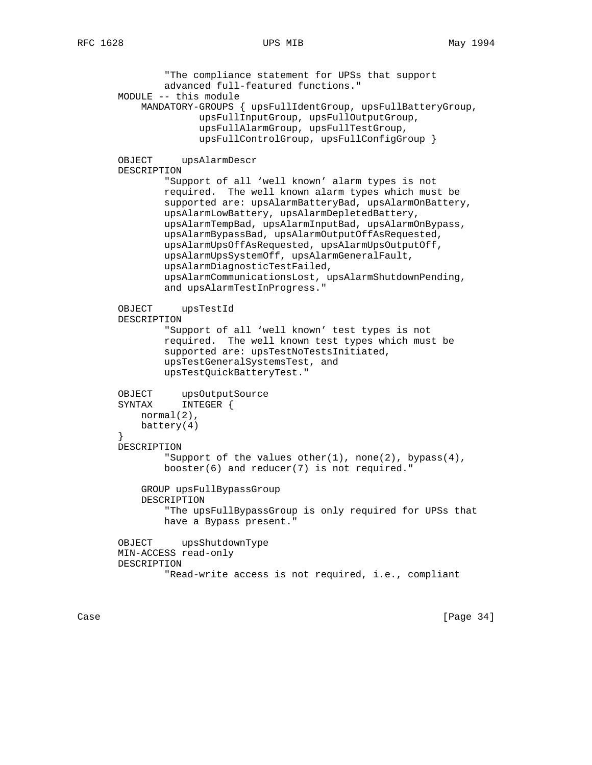```
                "The compliance statement for UPSs that support
                advanced full-featured functions."
        MODULE -- this module
            MANDATORY-GROUPS { upsFullIdentGroup, upsFullBatteryGroup,
                     upsFullInputGroup, upsFullOutputGroup,
                     upsFullAlarmGroup, upsFullTestGroup,
                     upsFullControlGroup, upsFullConfigGroup }

        OBJECT     upsAlarmDescr
        DESCRIPTION
                "Support of all 'well known' alarm types is not
                required.  The well known alarm types which must be
                supported are: upsAlarmBatteryBad, upsAlarmOnBattery,
                upsAlarmLowBattery, upsAlarmDepletedBattery,
                upsAlarmTempBad, upsAlarmInputBad, upsAlarmOnBypass,
                upsAlarmBypassBad, upsAlarmOutputOffAsRequested,
                upsAlarmUpsOffAsRequested, upsAlarmUpsOutputOff,
                upsAlarmUpsSystemOff, upsAlarmGeneralFault,
                upsAlarmDiagnosticTestFailed,
                upsAlarmCommunicationsLost, upsAlarmShutdownPending,
                and upsAlarmTestInProgress."

        OBJECT     upsTestId
        DESCRIPTION
                "Support of all 'well known' test types is not
                required.  The well known test types which must be
                supported are: upsTestNoTestsInitiated,
                upsTestGeneralSystemsTest, and
                upsTestQuickBatteryTest."

        OBJECT     upsOutputSource
        SYNTAX     INTEGER {
            normal(2),
            battery(4)
        }
        DESCRIPTION
                "Support of the values other(1), none(2), bypass(4),
                booster(6) and reducer(7) is not required."

            GROUP upsFullBypassGroup
            DESCRIPTION
                "The upsFullBypassGroup is only required for UPSs that
                have a Bypass present."

        OBJECT     upsShutdownType
        MIN-ACCESS read-only
        DESCRIPTION
                "Read-write access is not required, i.e., compliant
```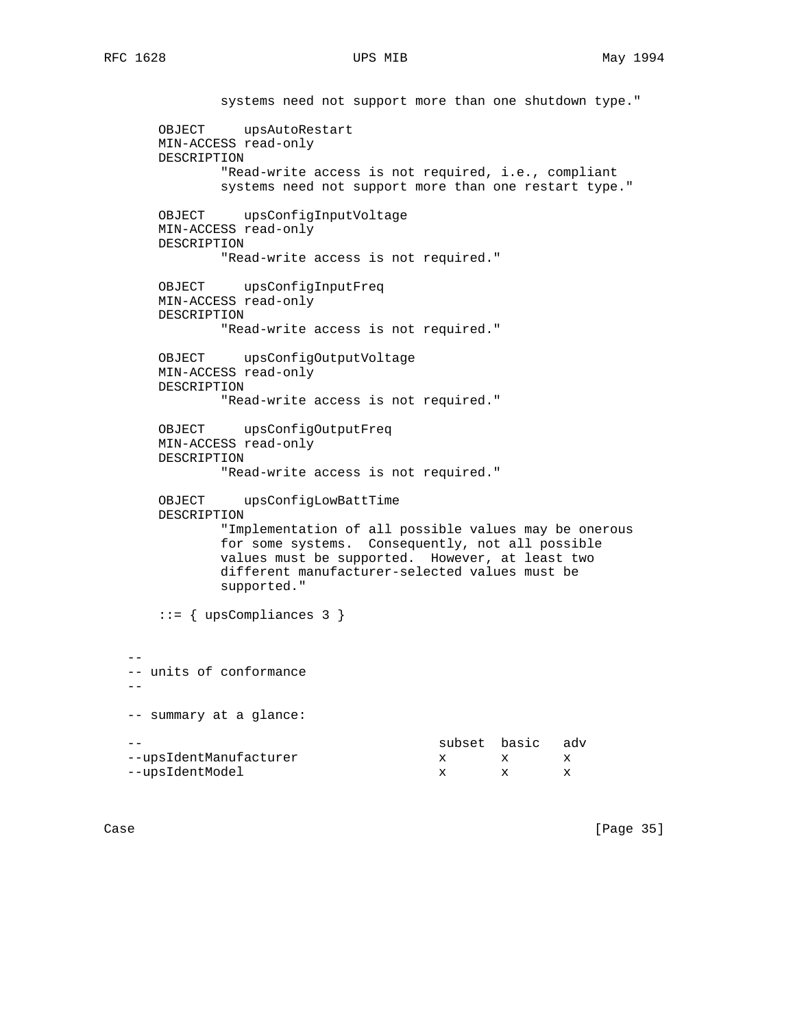```
              systems need not support more than one shutdown type."

       OBJECT     upsAutoRestart
       MIN-ACCESS read-only
       DESCRIPTION
              "Read-write access is not required, i.e., compliant
              systems need not support more than one restart type."

       OBJECT     upsConfigInputVoltage
       MIN-ACCESS read-only
       DESCRIPTION
              "Read-write access is not required."

       OBJECT     upsConfigInputFreq
       MIN-ACCESS read-only
       DESCRIPTION
              "Read-write access is not required."

       OBJECT     upsConfigOutputVoltage
       MIN-ACCESS read-only
       DESCRIPTION
              "Read-write access is not required."

       OBJECT     upsConfigOutputFreq
       MIN-ACCESS read-only
       DESCRIPTION
              "Read-write access is not required."

       OBJECT     upsConfigLowBattTime
       DESCRIPTION
              "Implementation of all possible values may be onerous
              for some systems.  Consequently, not all possible
              values must be supported.  However, at least two
              different manufacturer-selected values must be
              supported."

       ::= { upsCompliances 3 }


   --
   -- units of conformance
   --

   -- summary at a glance:

   --                                    subset  basic   adv
   --upsIdentManufacturer                 x       x       x
   --upsIdentModel                        x       x       x
```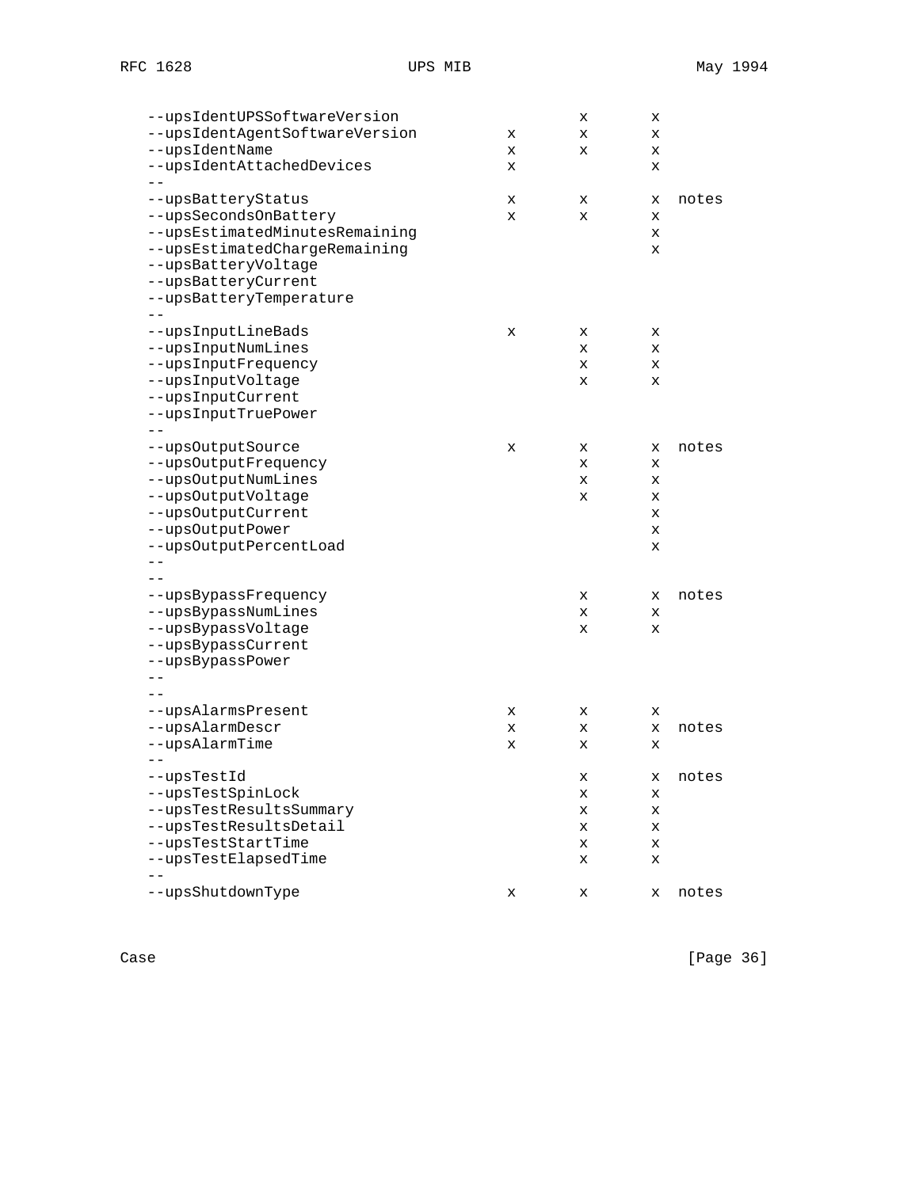```
   --upsIdentUPSSoftwareVersion              x       x
   --upsIdentAgentSoftwareVersion    x       x       x
   --upsIdentName                    x       x       x
   --upsIdentAttachedDevices         x               x
   --
   --upsBatteryStatus                x       x       x  notes
   --upsSecondsOnBattery             x       x       x
   --upsEstimatedMinutesRemaining                    x
   --upsEstimatedChargeRemaining                     x
   --upsBatteryVoltage
   --upsBatteryCurrent
   --upsBatteryTemperature
   --
   --upsInputLineBads                x       x       x
   --upsInputNumLines                        x       x
   --upsInputFrequency                       x       x
   --upsInputVoltage                         x       x
   --upsInputCurrent
   --upsInputTruePower
   --
   --upsOutputSource                 x       x       x  notes
   --upsOutputFrequency                      x       x
   --upsOutputNumLines                       x       x
   --upsOutputVoltage                        x       x
   --upsOutputCurrent                                x
   --upsOutputPower                                  x
   --upsOutputPercentLoad                            x
   --
   --
   --upsBypassFrequency                      x       x  notes
   --upsBypassNumLines                       x       x
   --upsBypassVoltage                        x       x
   --upsBypassCurrent
   --upsBypassPower
   --
   --
   --upsAlarmsPresent                x       x       x
   --upsAlarmDescr                   x       x       x  notes
   --upsAlarmTime                    x       x       x
   --
   --upsTestId                               x       x  notes
   --upsTestSpinLock                         x       x
   --upsTestResultsSummary                   x       x
   --upsTestResultsDetail                    x       x
   --upsTestStartTime                        x       x
   --upsTestElapsedTime                      x       x
   --
   --upsShutdownType                 x       x       x  notes
```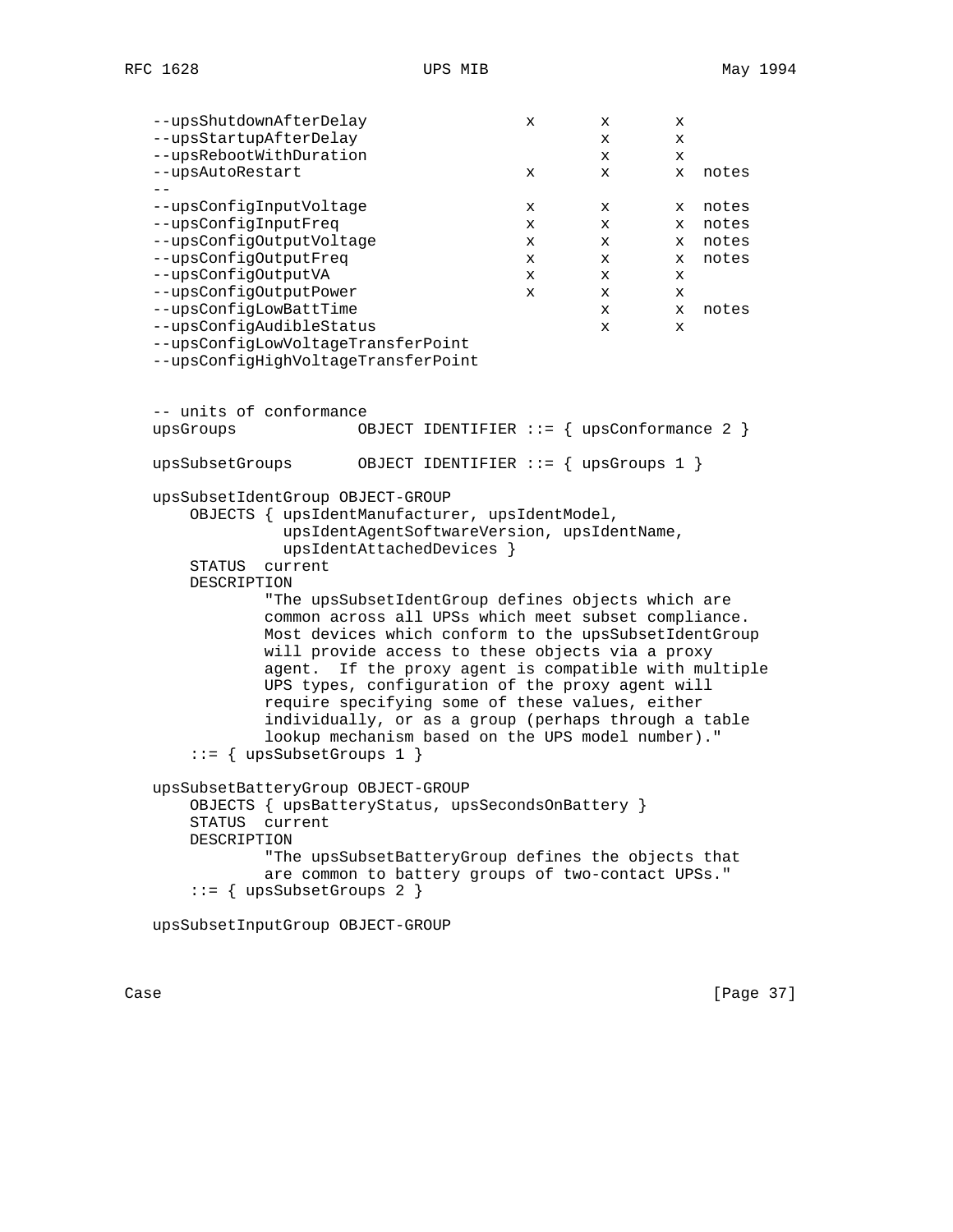```
   --upsShutdownAfterDelay               x       x       x
   --upsStartupAfterDelay                        x       x
   --upsRebootWithDuration                       x       x
   --upsAutoRestart                      x       x       x  notes
   --
   --upsConfigInputVoltage               x       x       x  notes
   --upsConfigInputFreq                  x       x       x  notes
   --upsConfigOutputVoltage              x       x       x  notes
   --upsConfigOutputFreq                 x       x       x  notes
   --upsConfigOutputVA                   x       x       x
   --upsConfigOutputPower                x       x       x
   --upsConfigLowBattTime                        x       x  notes
   --upsConfigAudibleStatus                      x       x
   --upsConfigLowVoltageTransferPoint
   --upsConfigHighVoltageTransferPoint


   -- units of conformance
   upsGroups             OBJECT IDENTIFIER ::= { upsConformance 2 }

   upsSubsetGroups       OBJECT IDENTIFIER ::= { upsGroups 1 }

   upsSubsetIdentGroup OBJECT-GROUP
       OBJECTS { upsIdentManufacturer, upsIdentModel,
                 upsIdentAgentSoftwareVersion, upsIdentName,
                 upsIdentAttachedDevices }
       STATUS  current
       DESCRIPTION
               "The upsSubsetIdentGroup defines objects which are
               common across all UPSs which meet subset compliance.
               Most devices which conform to the upsSubsetIdentGroup
               will provide access to these objects via a proxy
               agent.  If the proxy agent is compatible with multiple
               UPS types, configuration of the proxy agent will
               require specifying some of these values, either
               individually, or as a group (perhaps through a table
               lookup mechanism based on the UPS model number)."
       ::= { upsSubsetGroups 1 }

   upsSubsetBatteryGroup OBJECT-GROUP
       OBJECTS { upsBatteryStatus, upsSecondsOnBattery }
       STATUS  current
       DESCRIPTION
               "The upsSubsetBatteryGroup defines the objects that
               are common to battery groups of two-contact UPSs."
       ::= { upsSubsetGroups 2 }

   upsSubsetInputGroup OBJECT-GROUP
```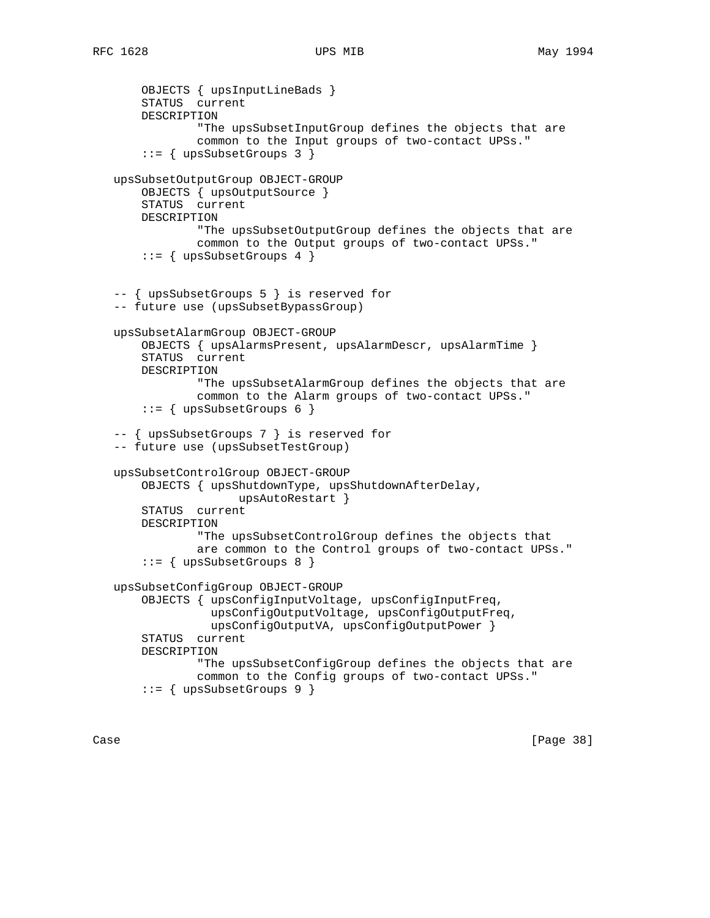```
       OBJECTS { upsInputLineBads }
       STATUS  current
       DESCRIPTION
               "The upsSubsetInputGroup defines the objects that are
               common to the Input groups of two-contact UPSs."
       ::= { upsSubsetGroups 3 }

   upsSubsetOutputGroup OBJECT-GROUP
       OBJECTS { upsOutputSource }
       STATUS  current
       DESCRIPTION
               "The upsSubsetOutputGroup defines the objects that are
               common to the Output groups of two-contact UPSs."
       ::= { upsSubsetGroups 4 }


   -- { upsSubsetGroups 5 } is reserved for
   -- future use (upsSubsetBypassGroup)

   upsSubsetAlarmGroup OBJECT-GROUP
       OBJECTS { upsAlarmsPresent, upsAlarmDescr, upsAlarmTime }
       STATUS  current
       DESCRIPTION
               "The upsSubsetAlarmGroup defines the objects that are
               common to the Alarm groups of two-contact UPSs."
       ::= { upsSubsetGroups 6 }

   -- { upsSubsetGroups 7 } is reserved for
   -- future use (upsSubsetTestGroup)

   upsSubsetControlGroup OBJECT-GROUP
       OBJECTS { upsShutdownType, upsShutdownAfterDelay,
                    upsAutoRestart }
       STATUS  current
       DESCRIPTION
               "The upsSubsetControlGroup defines the objects that
               are common to the Control groups of two-contact UPSs."
       ::= { upsSubsetGroups 8 }

   upsSubsetConfigGroup OBJECT-GROUP
       OBJECTS { upsConfigInputVoltage, upsConfigInputFreq,
                 upsConfigOutputVoltage, upsConfigOutputFreq,
                 upsConfigOutputVA, upsConfigOutputPower }
       STATUS  current
       DESCRIPTION
               "The upsSubsetConfigGroup defines the objects that are
               common to the Config groups of two-contact UPSs."
       ::= { upsSubsetGroups 9 }
```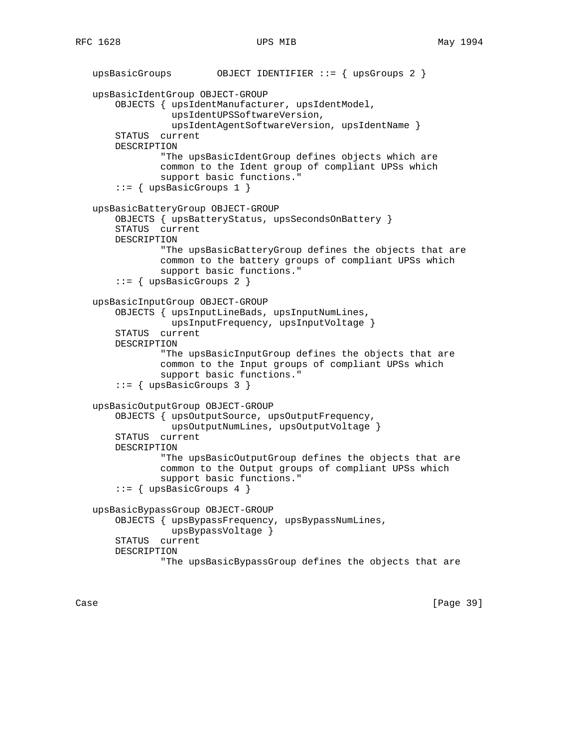```
   upsBasicGroups        OBJECT IDENTIFIER ::= { upsGroups 2 }

   upsBasicIdentGroup OBJECT-GROUP
       OBJECTS { upsIdentManufacturer, upsIdentModel,
                 upsIdentUPSSoftwareVersion,
                 upsIdentAgentSoftwareVersion, upsIdentName }
       STATUS  current
       DESCRIPTION
               "The upsBasicIdentGroup defines objects which are
               common to the Ident group of compliant UPSs which
               support basic functions."
       ::= { upsBasicGroups 1 }

   upsBasicBatteryGroup OBJECT-GROUP
       OBJECTS { upsBatteryStatus, upsSecondsOnBattery }
       STATUS  current
       DESCRIPTION
               "The upsBasicBatteryGroup defines the objects that are
               common to the battery groups of compliant UPSs which
               support basic functions."
       ::= { upsBasicGroups 2 }

   upsBasicInputGroup OBJECT-GROUP
       OBJECTS { upsInputLineBads, upsInputNumLines,
                 upsInputFrequency, upsInputVoltage }
       STATUS  current
       DESCRIPTION
               "The upsBasicInputGroup defines the objects that are
               common to the Input groups of compliant UPSs which
               support basic functions."
       ::= { upsBasicGroups 3 }

   upsBasicOutputGroup OBJECT-GROUP
       OBJECTS { upsOutputSource, upsOutputFrequency,
                 upsOutputNumLines, upsOutputVoltage }
       STATUS  current
       DESCRIPTION
               "The upsBasicOutputGroup defines the objects that are
               common to the Output groups of compliant UPSs which
               support basic functions."
       ::= { upsBasicGroups 4 }

   upsBasicBypassGroup OBJECT-GROUP
       OBJECTS { upsBypassFrequency, upsBypassNumLines,
                 upsBypassVoltage }
       STATUS  current
       DESCRIPTION
               "The upsBasicBypassGroup defines the objects that are
```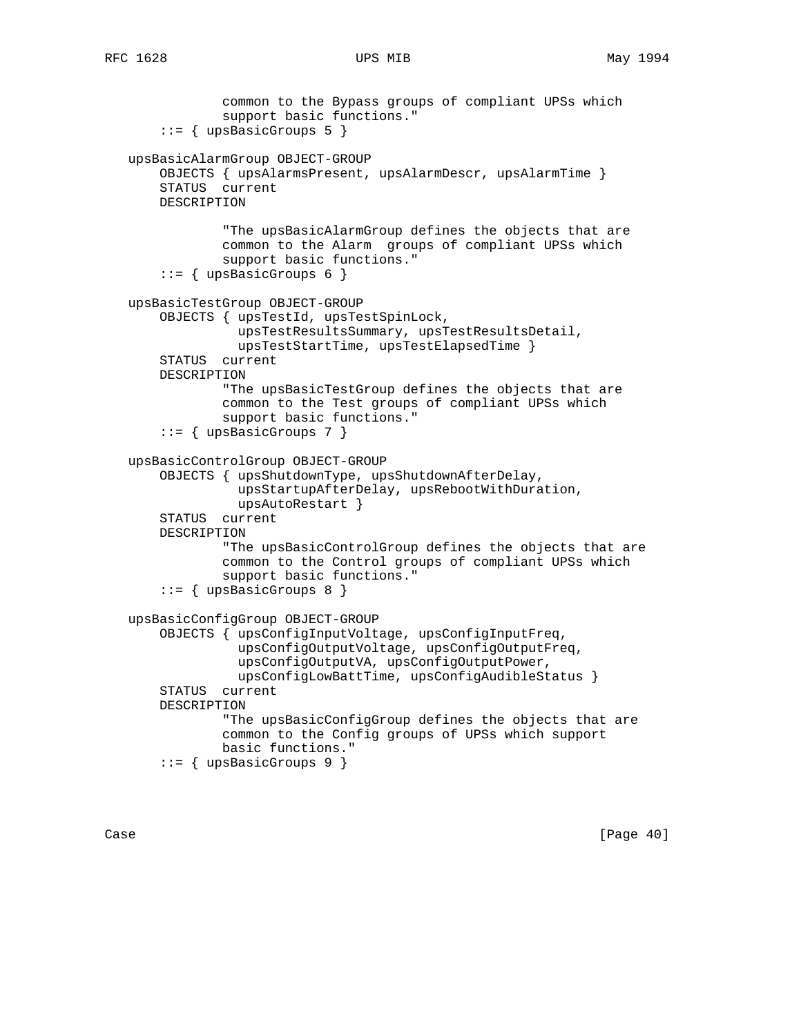```
            common to the Bypass groups of compliant UPSs which
            support basic functions."
    ::= { upsBasicGroups 5 }

upsBasicAlarmGroup OBJECT-GROUP
    OBJECTS { upsAlarmsPresent, upsAlarmDescr, upsAlarmTime }
    STATUS  current
    DESCRIPTION

            "The upsBasicAlarmGroup defines the objects that are
            common to the Alarm  groups of compliant UPSs which
            support basic functions."
    ::= { upsBasicGroups 6 }

upsBasicTestGroup OBJECT-GROUP
    OBJECTS { upsTestId, upsTestSpinLock,
              upsTestResultsSummary, upsTestResultsDetail,
              upsTestStartTime, upsTestElapsedTime }
    STATUS  current
    DESCRIPTION
            "The upsBasicTestGroup defines the objects that are
            common to the Test groups of compliant UPSs which
            support basic functions."
    ::= { upsBasicGroups 7 }

upsBasicControlGroup OBJECT-GROUP
    OBJECTS { upsShutdownType, upsShutdownAfterDelay,
              upsStartupAfterDelay, upsRebootWithDuration,
              upsAutoRestart }
    STATUS  current
    DESCRIPTION
            "The upsBasicControlGroup defines the objects that are
            common to the Control groups of compliant UPSs which
            support basic functions."
    ::= { upsBasicGroups 8 }

upsBasicConfigGroup OBJECT-GROUP
    OBJECTS { upsConfigInputVoltage, upsConfigInputFreq,
              upsConfigOutputVoltage, upsConfigOutputFreq,
              upsConfigOutputVA, upsConfigOutputPower,
              upsConfigLowBattTime, upsConfigAudibleStatus }
    STATUS  current
    DESCRIPTION
            "The upsBasicConfigGroup defines the objects that are
            common to the Config groups of UPSs which support
            basic functions."
    ::= { upsBasicGroups 9 }
```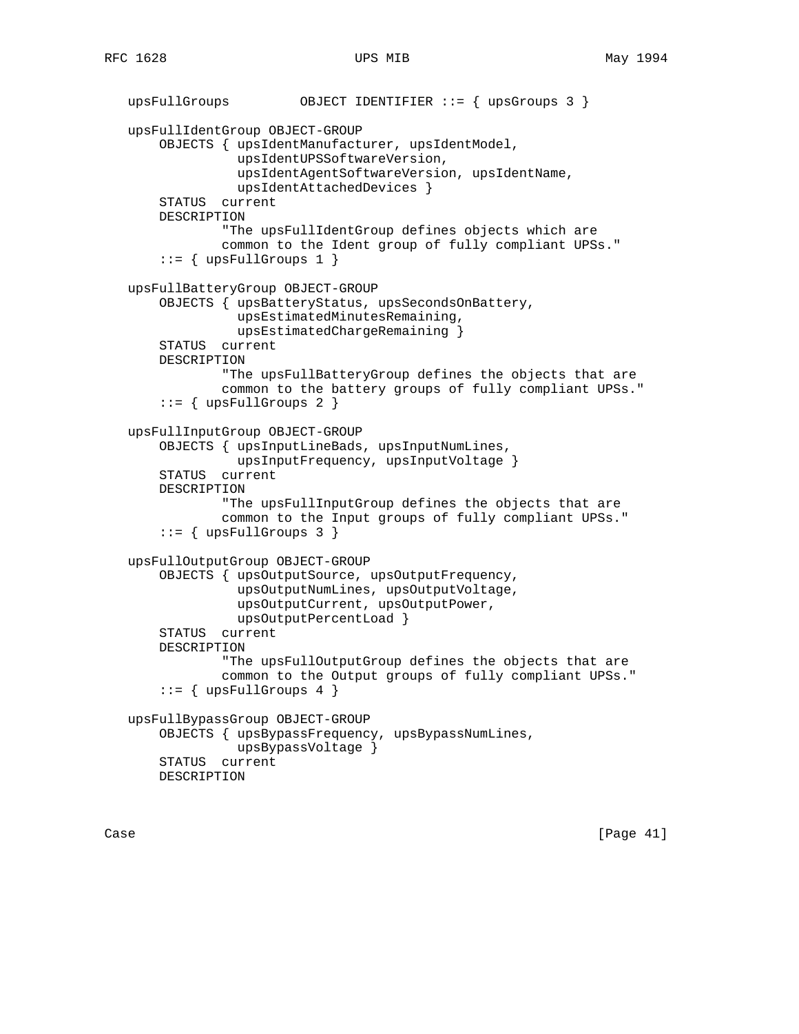```
   upsFullGroups         OBJECT IDENTIFIER ::= { upsGroups 3 }

   upsFullIdentGroup OBJECT-GROUP
       OBJECTS { upsIdentManufacturer, upsIdentModel,
                 upsIdentUPSSoftwareVersion,
                 upsIdentAgentSoftwareVersion, upsIdentName,
                 upsIdentAttachedDevices }
       STATUS  current
       DESCRIPTION
               "The upsFullIdentGroup defines objects which are
               common to the Ident group of fully compliant UPSs."
       ::= { upsFullGroups 1 }

   upsFullBatteryGroup OBJECT-GROUP
       OBJECTS { upsBatteryStatus, upsSecondsOnBattery,
                 upsEstimatedMinutesRemaining,
                 upsEstimatedChargeRemaining }
       STATUS  current
       DESCRIPTION
               "The upsFullBatteryGroup defines the objects that are
               common to the battery groups of fully compliant UPSs."
       ::= { upsFullGroups 2 }

   upsFullInputGroup OBJECT-GROUP
       OBJECTS { upsInputLineBads, upsInputNumLines,
                 upsInputFrequency, upsInputVoltage }
       STATUS  current
       DESCRIPTION
               "The upsFullInputGroup defines the objects that are
               common to the Input groups of fully compliant UPSs."
       ::= { upsFullGroups 3 }

   upsFullOutputGroup OBJECT-GROUP
       OBJECTS { upsOutputSource, upsOutputFrequency,
                 upsOutputNumLines, upsOutputVoltage,
                 upsOutputCurrent, upsOutputPower,
                 upsOutputPercentLoad }
       STATUS  current
       DESCRIPTION
               "The upsFullOutputGroup defines the objects that are
               common to the Output groups of fully compliant UPSs."
       ::= { upsFullGroups 4 }

   upsFullBypassGroup OBJECT-GROUP
       OBJECTS { upsBypassFrequency, upsBypassNumLines,
                 upsBypassVoltage }
       STATUS  current
       DESCRIPTION
```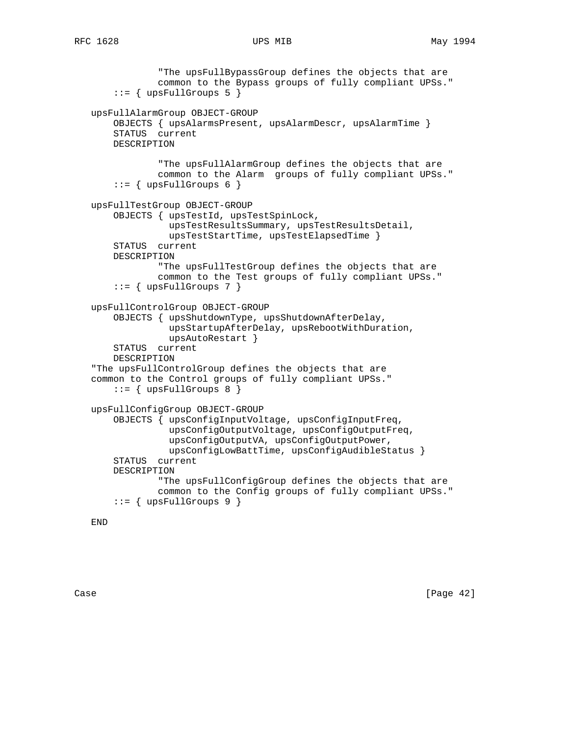```
            "The upsFullBypassGroup defines the objects that are
            common to the Bypass groups of fully compliant UPSs."
    ::= { upsFullGroups 5 }

upsFullAlarmGroup OBJECT-GROUP
    OBJECTS { upsAlarmsPresent, upsAlarmDescr, upsAlarmTime }
    STATUS  current
    DESCRIPTION

            "The upsFullAlarmGroup defines the objects that are
            common to the Alarm  groups of fully compliant UPSs."
    ::= { upsFullGroups 6 }

upsFullTestGroup OBJECT-GROUP
    OBJECTS { upsTestId, upsTestSpinLock,
              upsTestResultsSummary, upsTestResultsDetail,
              upsTestStartTime, upsTestElapsedTime }
    STATUS  current
    DESCRIPTION
            "The upsFullTestGroup defines the objects that are
            common to the Test groups of fully compliant UPSs."
    ::= { upsFullGroups 7 }

upsFullControlGroup OBJECT-GROUP
    OBJECTS { upsShutdownType, upsShutdownAfterDelay,
              upsStartupAfterDelay, upsRebootWithDuration,
              upsAutoRestart }
    STATUS  current
    DESCRIPTION
"The upsFullControlGroup defines the objects that are
common to the Control groups of fully compliant UPSs."
    ::= { upsFullGroups 8 }

upsFullConfigGroup OBJECT-GROUP
    OBJECTS { upsConfigInputVoltage, upsConfigInputFreq,
              upsConfigOutputVoltage, upsConfigOutputFreq,
              upsConfigOutputVA, upsConfigOutputPower,
              upsConfigLowBattTime, upsConfigAudibleStatus }
    STATUS  current
    DESCRIPTION
            "The upsFullConfigGroup defines the objects that are
            common to the Config groups of fully compliant UPSs."
    ::= { upsFullGroups 9 }

END
```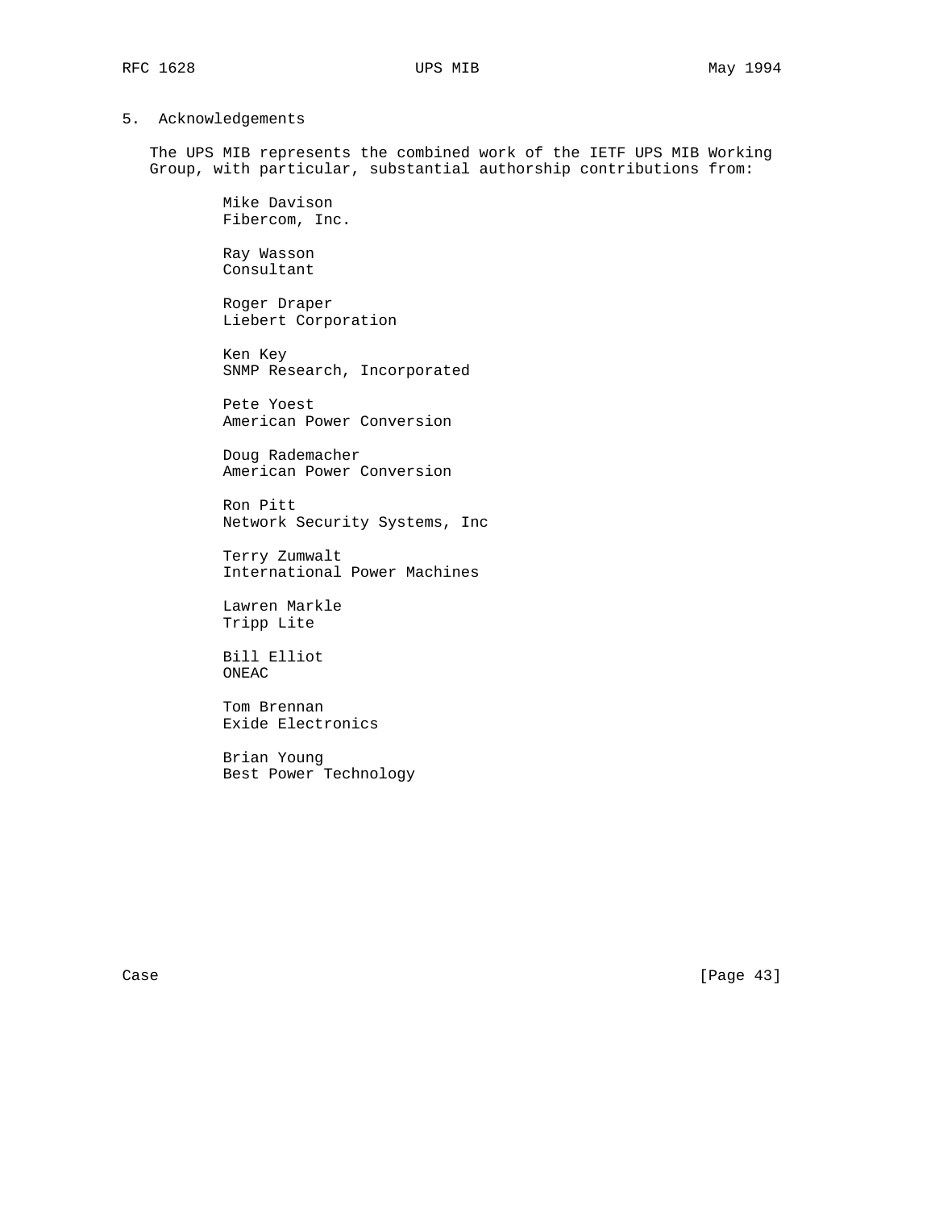## 5. Acknowledgements

The UPS MIB represents the combined work of the IETF UPS MIB Working Group, with particular, substantial authorship contributions from:

Mike Davison
Fibercom, Inc.

Ray Wasson
Consultant

Roger Draper
Liebert Corporation

Ken Key
SNMP Research, Incorporated

Pete Yoest
American Power Conversion

Doug Rademacher
American Power Conversion

Ron Pitt
Network Security Systems, Inc

Terry Zumwalt
International Power Machines

Lawren Markle
Tripp Lite

Bill Elliot
ONEAC

Tom Brennan
Exide Electronics

Brian Young
Best Power Technology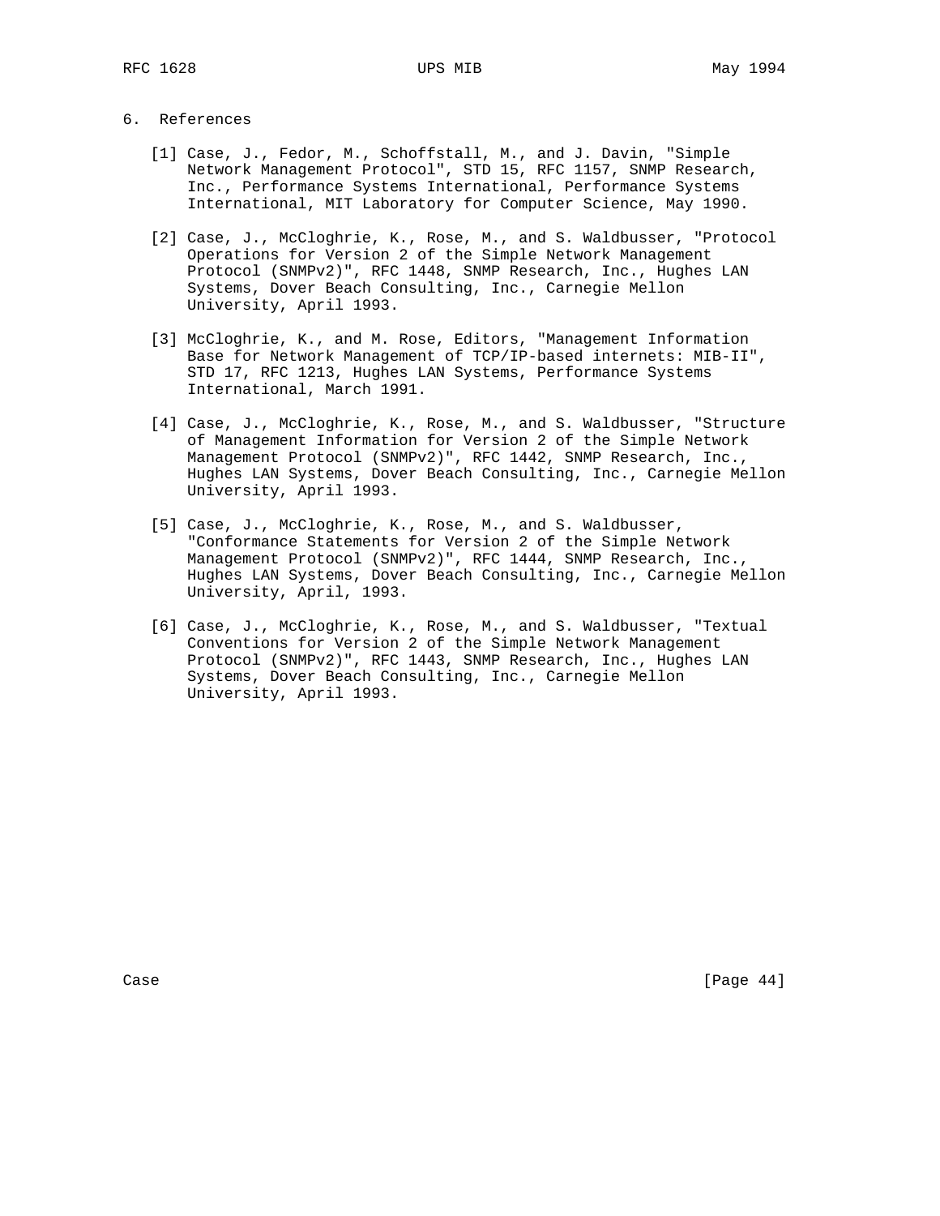## 6. References

[1] Case, J., Fedor, M., Schoffstall, M., and J. Davin, "Simple Network Management Protocol", STD 15, RFC 1157, SNMP Research, Inc., Performance Systems International, Performance Systems International, MIT Laboratory for Computer Science, May 1990.

[2] Case, J., McCloghrie, K., Rose, M., and S. Waldbusser, "Protocol Operations for Version 2 of the Simple Network Management Protocol (SNMPv2)", RFC 1448, SNMP Research, Inc., Hughes LAN Systems, Dover Beach Consulting, Inc., Carnegie Mellon University, April 1993.

[3] McCloghrie, K., and M. Rose, Editors, "Management Information Base for Network Management of TCP/IP-based internets: MIB-II", STD 17, RFC 1213, Hughes LAN Systems, Performance Systems International, March 1991.

[4] Case, J., McCloghrie, K., Rose, M., and S. Waldbusser, "Structure of Management Information for Version 2 of the Simple Network Management Protocol (SNMPv2)", RFC 1442, SNMP Research, Inc., Hughes LAN Systems, Dover Beach Consulting, Inc., Carnegie Mellon University, April 1993.

[5] Case, J., McCloghrie, K., Rose, M., and S. Waldbusser, "Conformance Statements for Version 2 of the Simple Network Management Protocol (SNMPv2)", RFC 1444, SNMP Research, Inc., Hughes LAN Systems, Dover Beach Consulting, Inc., Carnegie Mellon University, April, 1993.

[6] Case, J., McCloghrie, K., Rose, M., and S. Waldbusser, "Textual Conventions for Version 2 of the Simple Network Management Protocol (SNMPv2)", RFC 1443, SNMP Research, Inc., Hughes LAN Systems, Dover Beach Consulting, Inc., Carnegie Mellon University, April 1993.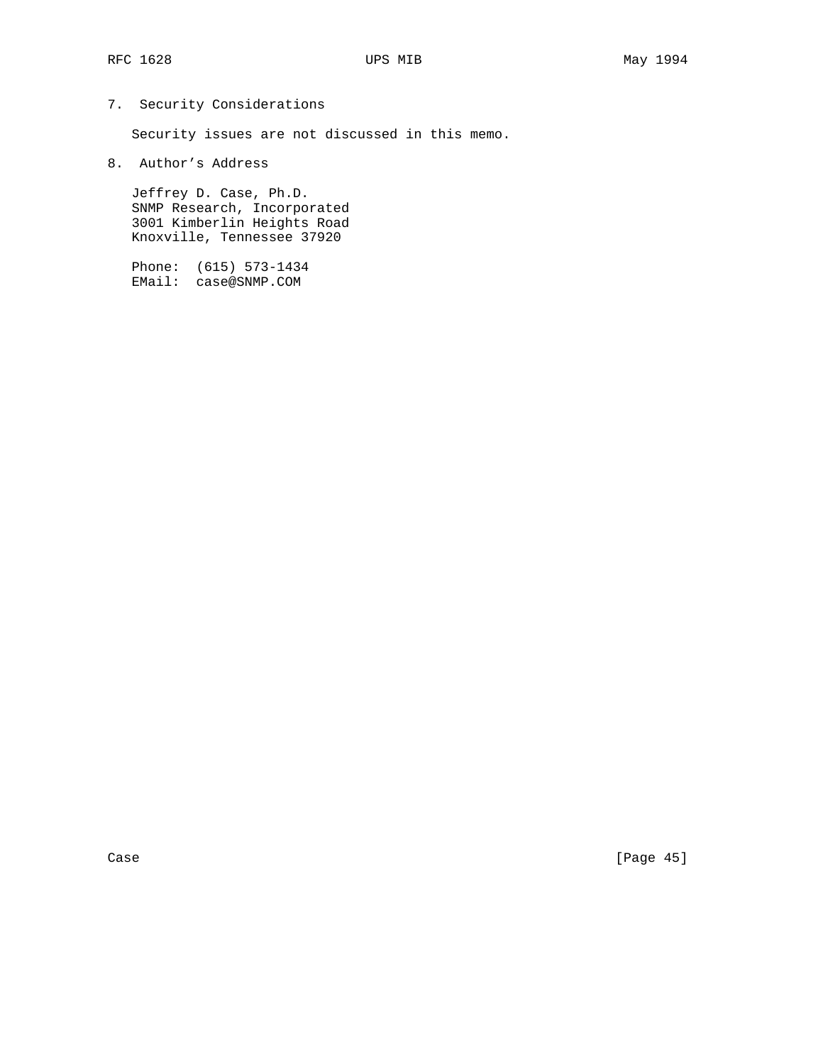## 7. Security Considerations

Security issues are not discussed in this memo.

## 8. Author's Address

Jeffrey D. Case, Ph.D.
SNMP Research, Incorporated
3001 Kimberlin Heights Road
Knoxville, Tennessee 37920

Phone: (615) 573-1434
EMail: case@SNMP.COM